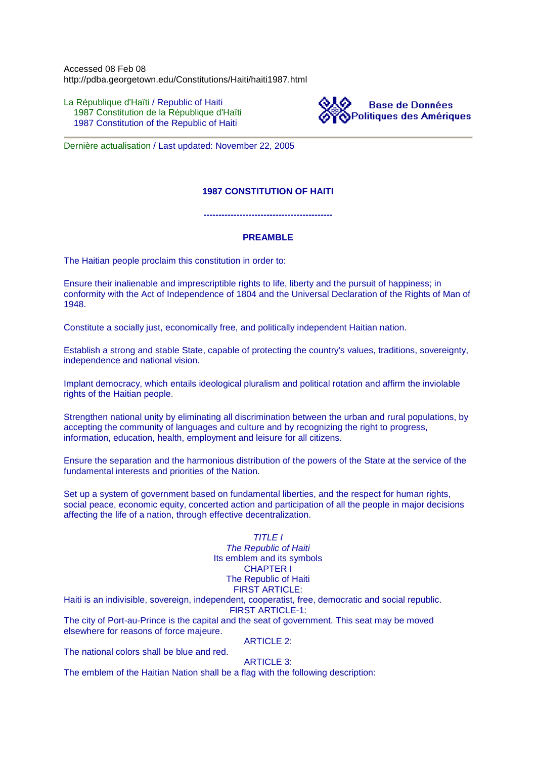Accessed 08 Feb 08
http://pdba.georgetown.edu/Constitutions/Haiti/haiti1987.html

La République d'Haïti / Republic of Haiti
1987 Constitution de la République d'Haïti
1987 Constitution of the Republic of Haiti

Base de Données Politiques des Amériques

Dernière actualisation / Last updated: November 22, 2005

# 1987 CONSTITUTION OF HAITI

---

## PREAMBLE

The Haitian people proclaim this constitution in order to:

Ensure their inalienable and imprescriptible rights to life, liberty and the pursuit of happiness; in conformity with the Act of Independence of 1804 and the Universal Declaration of the Rights of Man of 1948.

Constitute a socially just, economically free, and politically independent Haitian nation.

Establish a strong and stable State, capable of protecting the country's values, traditions, sovereignty, independence and national vision.

Implant democracy, which entails ideological pluralism and political rotation and affirm the inviolable rights of the Haitian people.

Strengthen national unity by eliminating all discrimination between the urban and rural populations, by accepting the community of languages and culture and by recognizing the right to progress, information, education, health, employment and leisure for all citizens.

Ensure the separation and the harmonious distribution of the powers of the State at the service of the fundamental interests and priorities of the Nation.

Set up a system of government based on fundamental liberties, and the respect for human rights, social peace, economic equity, concerted action and participation of all the people in major decisions affecting the life of a nation, through effective decentralization.

*TITLE I*

*The Republic of Haiti*

Its emblem and its symbols

CHAPTER I

The Republic of Haiti

FIRST ARTICLE:

Haiti is an indivisible, sovereign, independent, cooperatist, free, democratic and social republic.

FIRST ARTICLE-1:

The city of Port-au-Prince is the capital and the seat of government. This seat may be moved elsewhere for reasons of force majeure.

ARTICLE 2:

The national colors shall be blue and red.

ARTICLE 3:

The emblem of the Haitian Nation shall be a flag with the following description: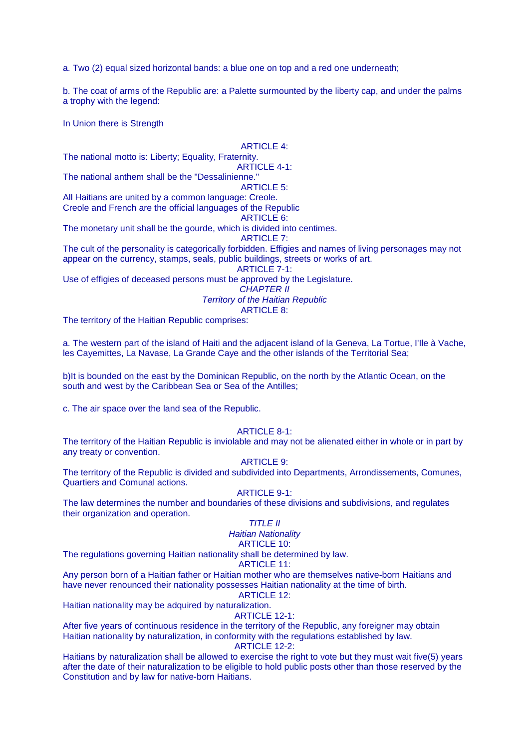a. Two (2) equal sized horizontal bands: a blue one on top and a red one underneath;

b. The coat of arms of the Republic are: a Palette surmounted by the liberty cap, and under the palms a trophy with the legend:

In Union there is Strength

ARTICLE 4:

The national motto is: Liberty; Equality, Fraternity.

ARTICLE 4-1:

The national anthem shall be the "Dessalinienne."

ARTICLE 5:

All Haitians are united by a common language: Creole.
Creole and French are the official languages of the Republic

ARTICLE 6:

The monetary unit shall be the gourde, which is divided into centimes.

ARTICLE 7:

The cult of the personality is categorically forbidden. Effigies and names of living personages may not appear on the currency, stamps, seals, public buildings, streets or works of art.

ARTICLE 7-1:

Use of effigies of deceased persons must be approved by the Legislature.

*CHAPTER II*

*Territory of the Haitian Republic*

ARTICLE 8:

The territory of the Haitian Republic comprises:

a. The western part of the island of Haiti and the adjacent island of la Geneva, La Tortue, I'Ile à Vache, les Cayemittes, La Navase, La Grande Caye and the other islands of the Territorial Sea;

b)It is bounded on the east by the Dominican Republic, on the north by the Atlantic Ocean, on the south and west by the Caribbean Sea or Sea of the Antilles;

c. The air space over the land sea of the Republic.

ARTICLE 8-1:

The territory of the Haitian Republic is inviolable and may not be alienated either in whole or in part by any treaty or convention.

ARTICLE 9:

The territory of the Republic is divided and subdivided into Departments, Arrondissements, Comunes, Quartiers and Comunal actions.

ARTICLE 9-1:

The law determines the number and boundaries of these divisions and subdivisions, and regulates their organization and operation.

*TITLE II*

*Haitian Nationality*

ARTICLE 10:

The regulations governing Haitian nationality shall be determined by law.

ARTICLE 11:

Any person born of a Haitian father or Haitian mother who are themselves native-born Haitians and have never renounced their nationality possesses Haitian nationality at the time of birth.

ARTICLE 12:

Haitian nationality may be adquired by naturalization.

ARTICLE 12-1:

After five years of continuous residence in the territory of the Republic, any foreigner may obtain Haitian nationality by naturalization, in conformity with the regulations established by law.

ARTICLE 12-2:

Haitians by naturalization shall be allowed to exercise the right to vote but they must wait five(5) years after the date of their naturalization to be eligible to hold public posts other than those reserved by the Constitution and by law for native-born Haitians.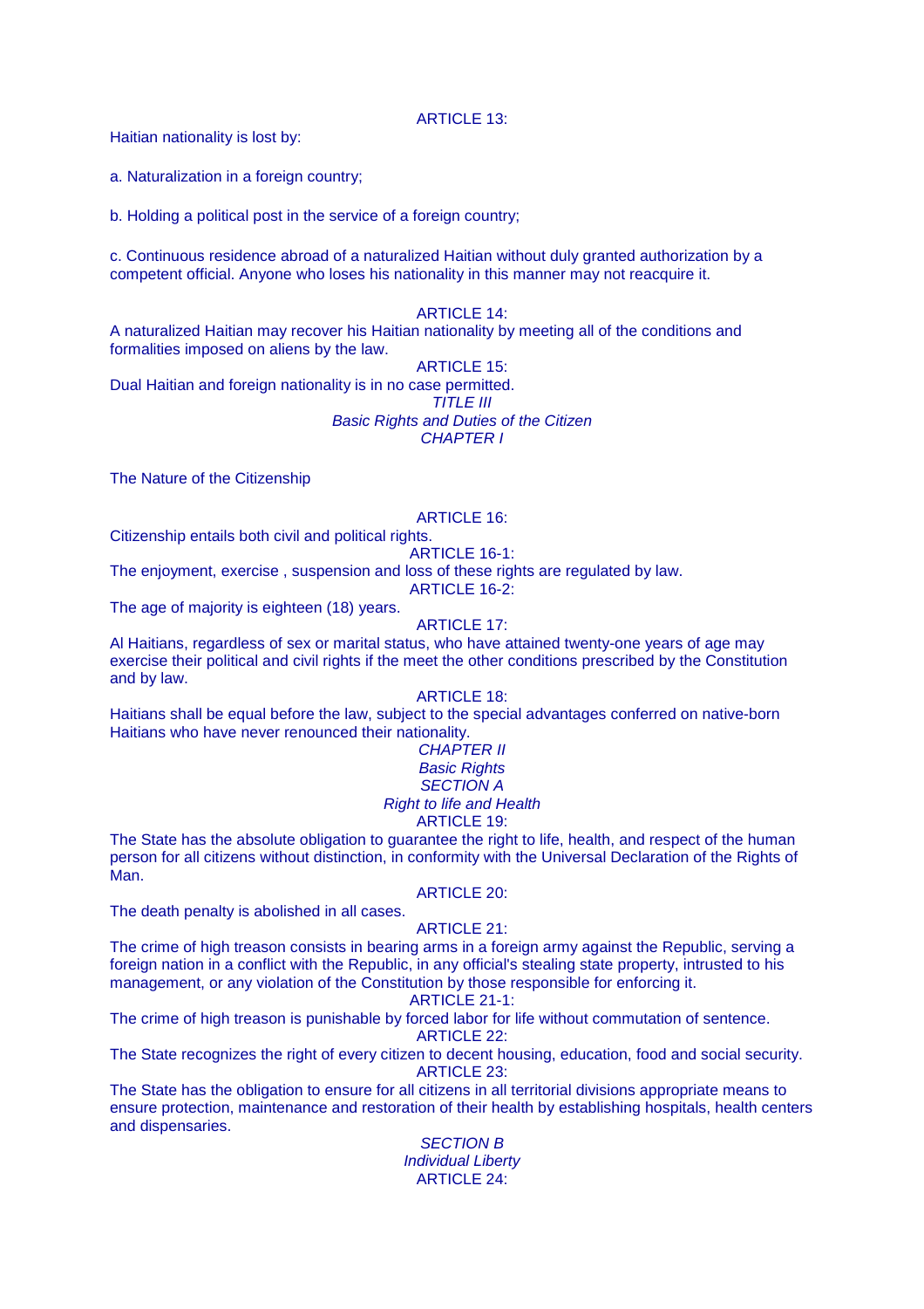### ARTICLE 13:

Haitian nationality is lost by:

a. Naturalization in a foreign country;

b. Holding a political post in the service of a foreign country;

c. Continuous residence abroad of a naturalized Haitian without duly granted authorization by a competent official. Anyone who loses his nationality in this manner may not reacquire it.

### ARTICLE 14:

A naturalized Haitian may recover his Haitian nationality by meeting all of the conditions and formalities imposed on aliens by the law.

### ARTICLE 15:

Dual Haitian and foreign nationality is in no case permitted.

## *TITLE III*

## *Basic Rights and Duties of the Citizen*

## *CHAPTER I*

### The Nature of the Citizenship

### ARTICLE 16:

Citizenship entails both civil and political rights.

### ARTICLE 16-1:

The enjoyment, exercise , suspension and loss of these rights are regulated by law.

### ARTICLE 16-2:

The age of majority is eighteen (18) years.

### ARTICLE 17:

Al Haitians, regardless of sex or marital status, who have attained twenty-one years of age may exercise their political and civil rights if the meet the other conditions prescribed by the Constitution and by law.

### ARTICLE 18:

Haitians shall be equal before the law, subject to the special advantages conferred on native-born Haitians who have never renounced their nationality.

## *CHAPTER II*

## *Basic Rights*

## *SECTION A*

### *Right to life and Health*

### ARTICLE 19:

The State has the absolute obligation to guarantee the right to life, health, and respect of the human person for all citizens without distinction, in conformity with the Universal Declaration of the Rights of Man.

### ARTICLE 20:

The death penalty is abolished in all cases.

### ARTICLE 21:

The crime of high treason consists in bearing arms in a foreign army against the Republic, serving a foreign nation in a conflict with the Republic, in any official's stealing state property, intrusted to his management, or any violation of the Constitution by those responsible for enforcing it.

### ARTICLE 21-1:

The crime of high treason is punishable by forced labor for life without commutation of sentence.

### ARTICLE 22:

The State recognizes the right of every citizen to decent housing, education, food and social security.

### ARTICLE 23:

The State has the obligation to ensure for all citizens in all territorial divisions appropriate means to ensure protection, maintenance and restoration of their health by establishing hospitals, health centers and dispensaries.

## *SECTION B*

### *Individual Liberty*

### ARTICLE 24: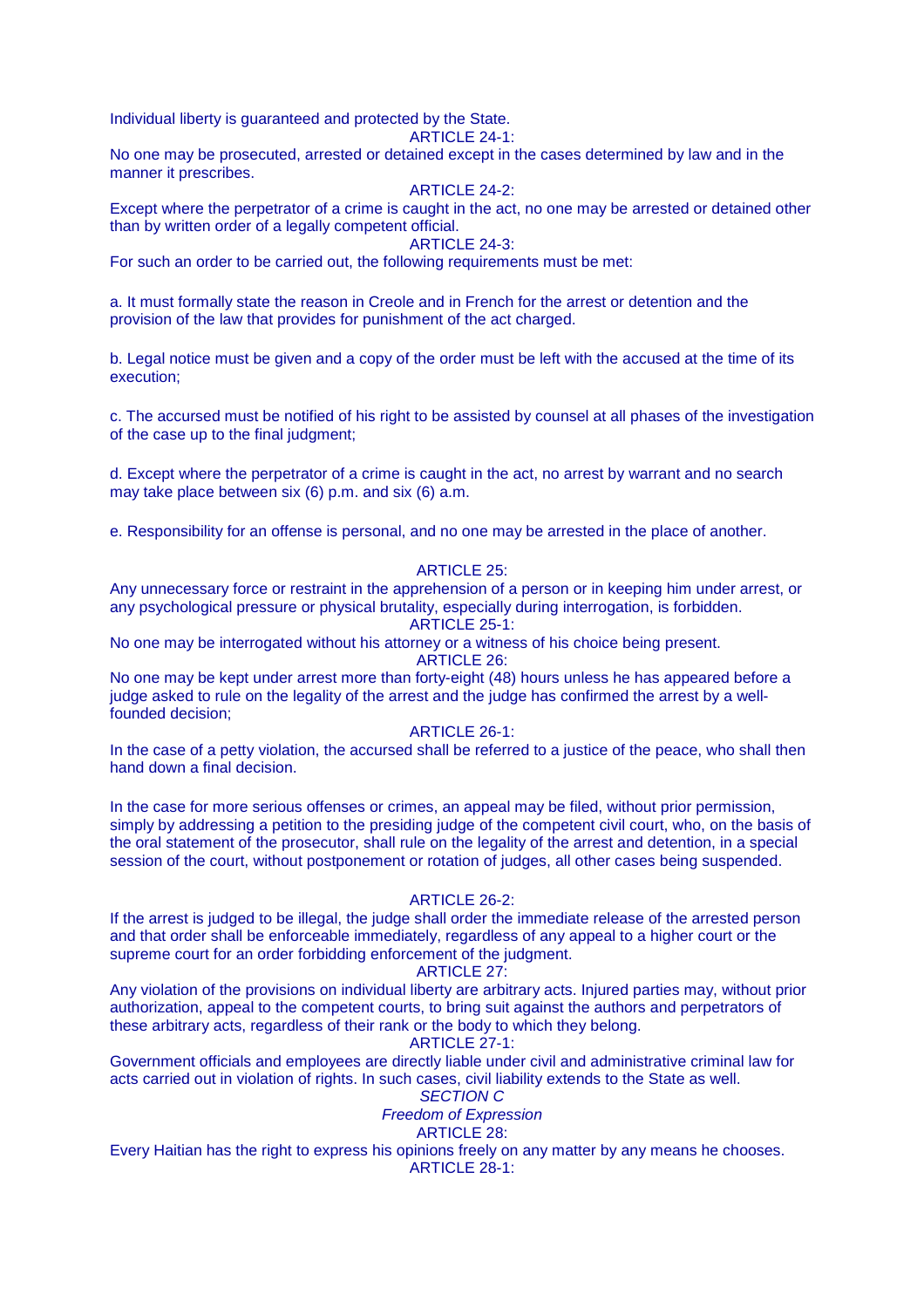Individual liberty is guaranteed and protected by the State.

ARTICLE 24-1:

No one may be prosecuted, arrested or detained except in the cases determined by law and in the manner it prescribes.

ARTICLE 24-2:

Except where the perpetrator of a crime is caught in the act, no one may be arrested or detained other than by written order of a legally competent official.

ARTICLE 24-3:

For such an order to be carried out, the following requirements must be met:

a. It must formally state the reason in Creole and in French for the arrest or detention and the provision of the law that provides for punishment of the act charged.

b. Legal notice must be given and a copy of the order must be left with the accused at the time of its execution;

c. The accursed must be notified of his right to be assisted by counsel at all phases of the investigation of the case up to the final judgment;

d. Except where the perpetrator of a crime is caught in the act, no arrest by warrant and no search may take place between six (6) p.m. and six (6) a.m.

e. Responsibility for an offense is personal, and no one may be arrested in the place of another.

ARTICLE 25:

Any unnecessary force or restraint in the apprehension of a person or in keeping him under arrest, or any psychological pressure or physical brutality, especially during interrogation, is forbidden.

ARTICLE 25-1:

No one may be interrogated without his attorney or a witness of his choice being present.

ARTICLE 26:

No one may be kept under arrest more than forty-eight (48) hours unless he has appeared before a judge asked to rule on the legality of the arrest and the judge has confirmed the arrest by a well-founded decision;

ARTICLE 26-1:

In the case of a petty violation, the accursed shall be referred to a justice of the peace, who shall then hand down a final decision.

In the case for more serious offenses or crimes, an appeal may be filed, without prior permission, simply by addressing a petition to the presiding judge of the competent civil court, who, on the basis of the oral statement of the prosecutor, shall rule on the legality of the arrest and detention, in a special session of the court, without postponement or rotation of judges, all other cases being suspended.

ARTICLE 26-2:

If the arrest is judged to be illegal, the judge shall order the immediate release of the arrested person and that order shall be enforceable immediately, regardless of any appeal to a higher court or the supreme court for an order forbidding enforcement of the judgment.

ARTICLE 27:

Any violation of the provisions on individual liberty are arbitrary acts. Injured parties may, without prior authorization, appeal to the competent courts, to bring suit against the authors and perpetrators of these arbitrary acts, regardless of their rank or the body to which they belong.

ARTICLE 27-1:

Government officials and employees are directly liable under civil and administrative criminal law for acts carried out in violation of rights. In such cases, civil liability extends to the State as well.

*SECTION C*

*Freedom of Expression*

ARTICLE 28:

Every Haitian has the right to express his opinions freely on any matter by any means he chooses.

ARTICLE 28-1: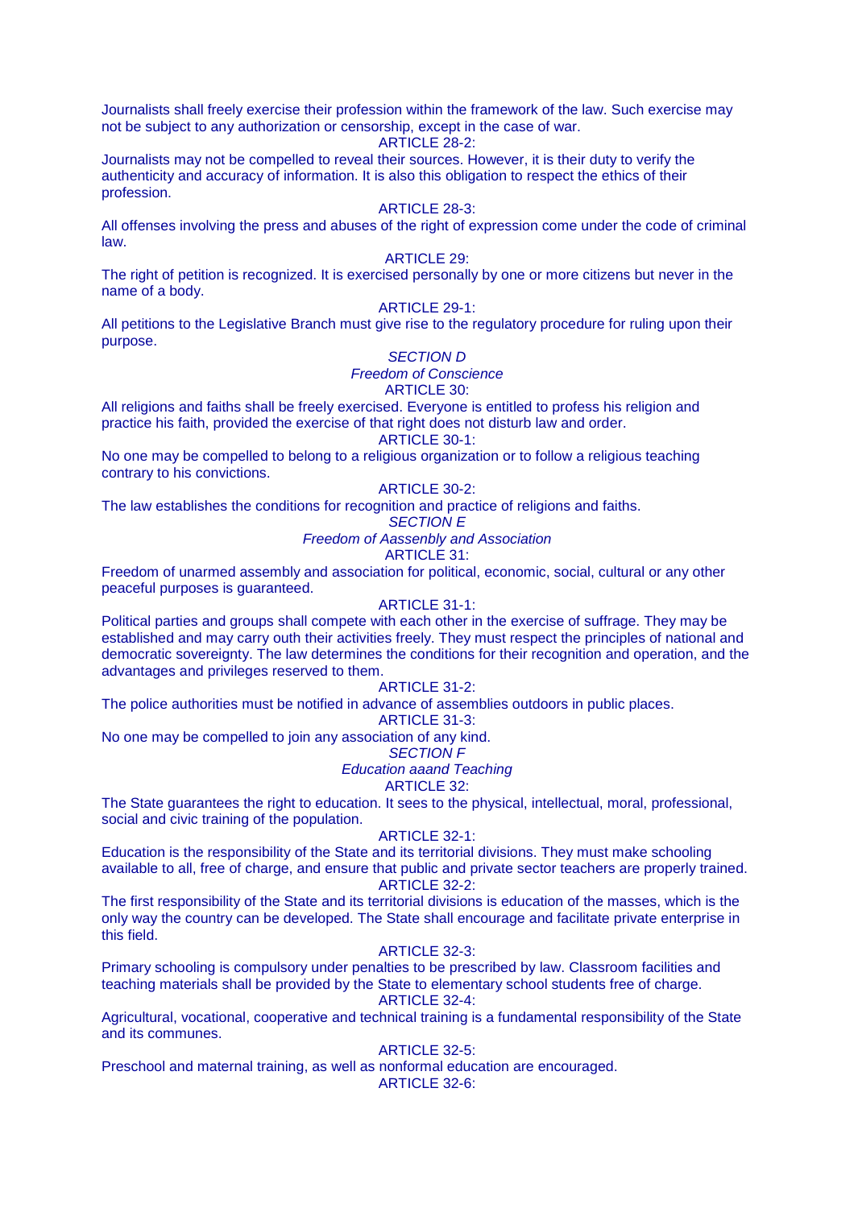Journalists shall freely exercise their profession within the framework of the law. Such exercise may not be subject to any authorization or censorship, except in the case of war.

ARTICLE 28-2:

Journalists may not be compelled to reveal their sources. However, it is their duty to verify the authenticity and accuracy of information. It is also this obligation to respect the ethics of their profession.

ARTICLE 28-3:

All offenses involving the press and abuses of the right of expression come under the code of criminal law.

ARTICLE 29:

The right of petition is recognized. It is exercised personally by one or more citizens but never in the name of a body.

ARTICLE 29-1:

All petitions to the Legislative Branch must give rise to the regulatory procedure for ruling upon their purpose.

*SECTION D*

*Freedom of Conscience*

ARTICLE 30:

All religions and faiths shall be freely exercised. Everyone is entitled to profess his religion and practice his faith, provided the exercise of that right does not disturb law and order.

ARTICLE 30-1:

No one may be compelled to belong to a religious organization or to follow a religious teaching contrary to his convictions.

ARTICLE 30-2:

The law establishes the conditions for recognition and practice of religions and faiths.

*SECTION E*

*Freedom of Aassenbly and Association*

ARTICLE 31:

Freedom of unarmed assembly and association for political, economic, social, cultural or any other peaceful purposes is guaranteed.

ARTICLE 31-1:

Political parties and groups shall compete with each other in the exercise of suffrage. They may be established and may carry outh their activities freely. They must respect the principles of national and democratic sovereignty. The law determines the conditions for their recognition and operation, and the advantages and privileges reserved to them.

ARTICLE 31-2:

The police authorities must be notified in advance of assemblies outdoors in public places.

ARTICLE 31-3:

No one may be compelled to join any association of any kind.

*SECTION F*

*Education aaand Teaching*

ARTICLE 32:

The State guarantees the right to education. It sees to the physical, intellectual, moral, professional, social and civic training of the population.

ARTICLE 32-1:

Education is the responsibility of the State and its territorial divisions. They must make schooling available to all, free of charge, and ensure that public and private sector teachers are properly trained.

ARTICLE 32-2:

The first responsibility of the State and its territorial divisions is education of the masses, which is the only way the country can be developed. The State shall encourage and facilitate private enterprise in this field.

ARTICLE 32-3:

Primary schooling is compulsory under penalties to be prescribed by law. Classroom facilities and teaching materials shall be provided by the State to elementary school students free of charge.

ARTICLE 32-4:

Agricultural, vocational, cooperative and technical training is a fundamental responsibility of the State and its communes.

ARTICLE 32-5:

Preschool and maternal training, as well as nonformal education are encouraged.

ARTICLE 32-6: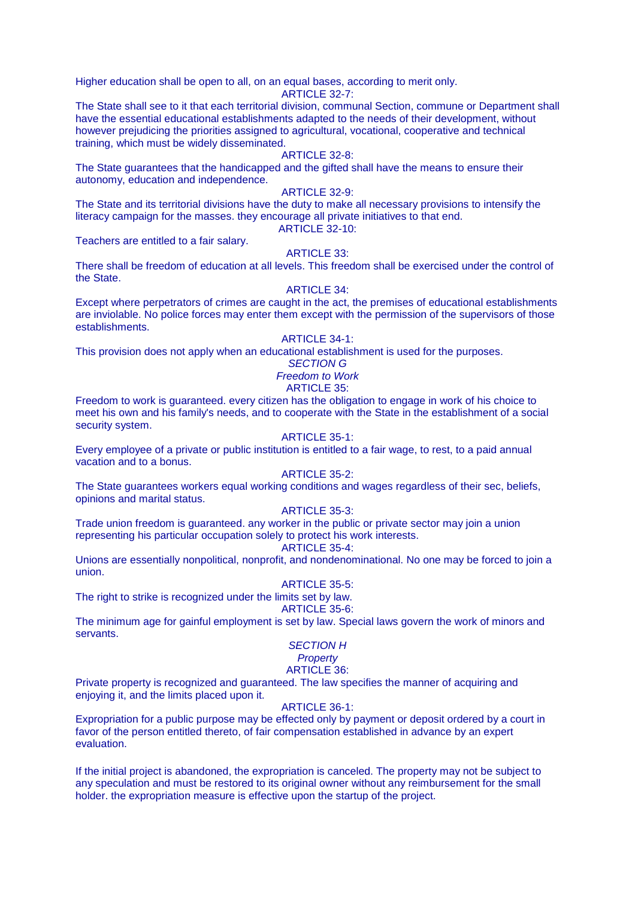Higher education shall be open to all, on an equal bases, according to merit only.

ARTICLE 32-7:

The State shall see to it that each territorial division, communal Section, commune or Department shall have the essential educational establishments adapted to the needs of their development, without however prejudicing the priorities assigned to agricultural, vocational, cooperative and technical training, which must be widely disseminated.

ARTICLE 32-8:

The State guarantees that the handicapped and the gifted shall have the means to ensure their autonomy, education and independence.

ARTICLE 32-9:

The State and its territorial divisions have the duty to make all necessary provisions to intensify the literacy campaign for the masses. they encourage all private initiatives to that end.

ARTICLE 32-10:

Teachers are entitled to a fair salary.

ARTICLE 33:

There shall be freedom of education at all levels. This freedom shall be exercised under the control of the State.

ARTICLE 34:

Except where perpetrators of crimes are caught in the act, the premises of educational establishments are inviolable. No police forces may enter them except with the permission of the supervisors of those establishments.

ARTICLE 34-1:

This provision does not apply when an educational establishment is used for the purposes.

*SECTION G*

*Freedom to Work*

ARTICLE 35:

Freedom to work is guaranteed. every citizen has the obligation to engage in work of his choice to meet his own and his family's needs, and to cooperate with the State in the establishment of a social security system.

ARTICLE 35-1:

Every employee of a private or public institution is entitled to a fair wage, to rest, to a paid annual vacation and to a bonus.

ARTICLE 35-2:

The State guarantees workers equal working conditions and wages regardless of their sec, beliefs, opinions and marital status.

ARTICLE 35-3:

Trade union freedom is guaranteed. any worker in the public or private sector may join a union representing his particular occupation solely to protect his work interests.

ARTICLE 35-4:

Unions are essentially nonpolitical, nonprofit, and nondenominational. No one may be forced to join a union.

ARTICLE 35-5:

The right to strike is recognized under the limits set by law.

ARTICLE 35-6:

The minimum age for gainful employment is set by law. Special laws govern the work of minors and servants.

*SECTION H*

*Property*

ARTICLE 36:

Private property is recognized and guaranteed. The law specifies the manner of acquiring and enjoying it, and the limits placed upon it.

ARTICLE 36-1:

Expropriation for a public purpose may be effected only by payment or deposit ordered by a court in favor of the person entitled thereto, of fair compensation established in advance by an expert evaluation.

If the initial project is abandoned, the expropriation is canceled. The property may not be subject to any speculation and must be restored to its original owner without any reimbursement for the small holder. the expropriation measure is effective upon the startup of the project.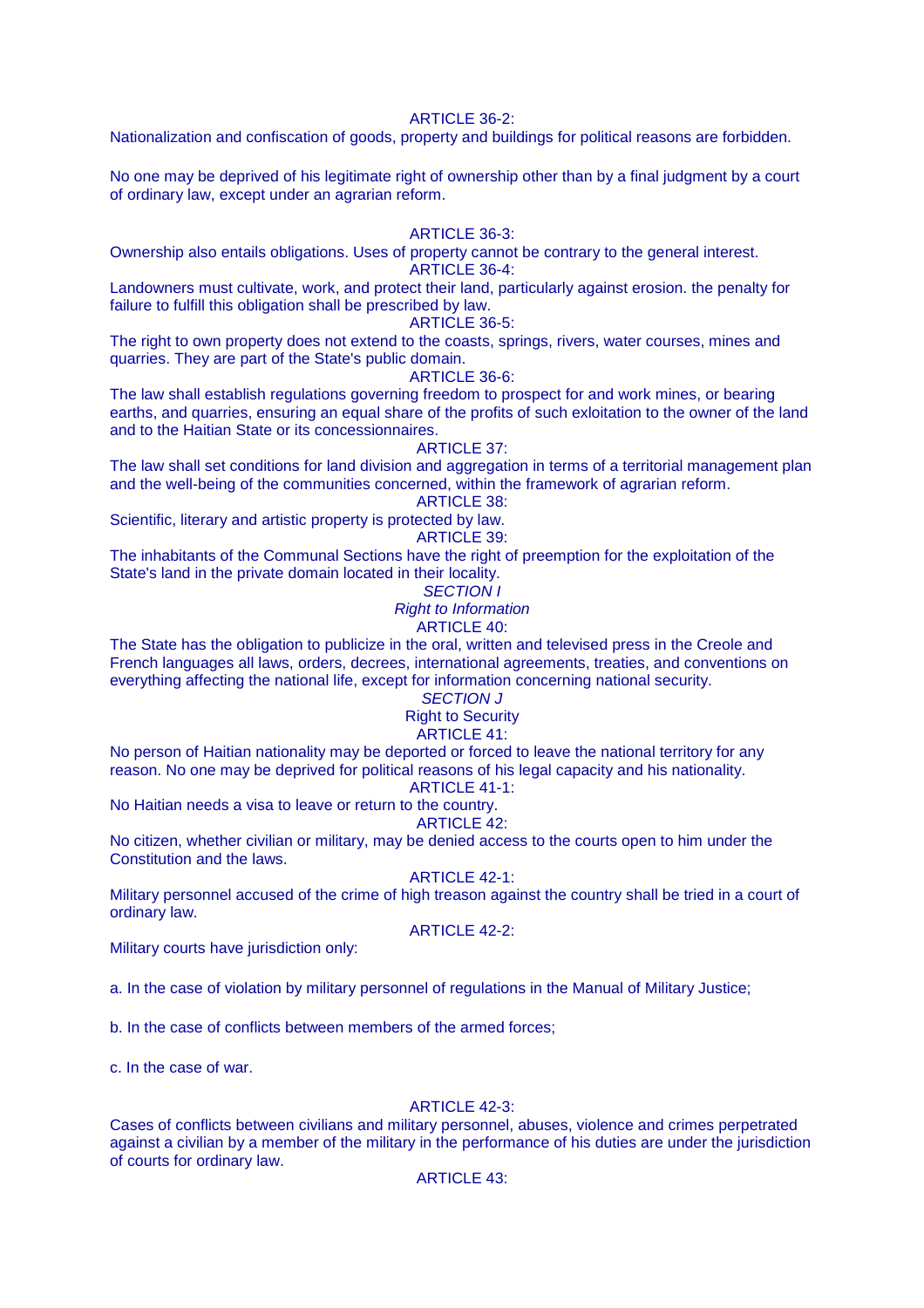ARTICLE 36-2:

Nationalization and confiscation of goods, property and buildings for political reasons are forbidden.

No one may be deprived of his legitimate right of ownership other than by a final judgment by a court of ordinary law, except under an agrarian reform.

ARTICLE 36-3:

Ownership also entails obligations. Uses of property cannot be contrary to the general interest.

ARTICLE 36-4:

Landowners must cultivate, work, and protect their land, particularly against erosion. the penalty for failure to fulfill this obligation shall be prescribed by law.

ARTICLE 36-5:

The right to own property does not extend to the coasts, springs, rivers, water courses, mines and quarries. They are part of the State's public domain.

ARTICLE 36-6:

The law shall establish regulations governing freedom to prospect for and work mines, or bearing earths, and quarries, ensuring an equal share of the profits of such exloitation to the owner of the land and to the Haitian State or its concessionnaires.

ARTICLE 37:

The law shall set conditions for land division and aggregation in terms of a territorial management plan and the well-being of the communities concerned, within the framework of agrarian reform.

ARTICLE 38:

Scientific, literary and artistic property is protected by law.

ARTICLE 39:

The inhabitants of the Communal Sections have the right of preemption for the exploitation of the State's land in the private domain located in their locality.

*SECTION I*

*Right to Information*

ARTICLE 40:

The State has the obligation to publicize in the oral, written and televised press in the Creole and French languages all laws, orders, decrees, international agreements, treaties, and conventions on everything affecting the national life, except for information concerning national security.

*SECTION J*

Right to Security

ARTICLE 41:

No person of Haitian nationality may be deported or forced to leave the national territory for any reason. No one may be deprived for political reasons of his legal capacity and his nationality.

ARTICLE 41-1:

No Haitian needs a visa to leave or return to the country.

ARTICLE 42:

No citizen, whether civilian or military, may be denied access to the courts open to him under the Constitution and the laws.

ARTICLE 42-1:

Military personnel accused of the crime of high treason against the country shall be tried in a court of ordinary law.

ARTICLE 42-2:

Military courts have jurisdiction only:

a. In the case of violation by military personnel of regulations in the Manual of Military Justice;

b. In the case of conflicts between members of the armed forces;

c. In the case of war.

ARTICLE 42-3:

Cases of conflicts between civilians and military personnel, abuses, violence and crimes perpetrated against a civilian by a member of the military in the performance of his duties are under the jurisdiction of courts for ordinary law.

ARTICLE 43: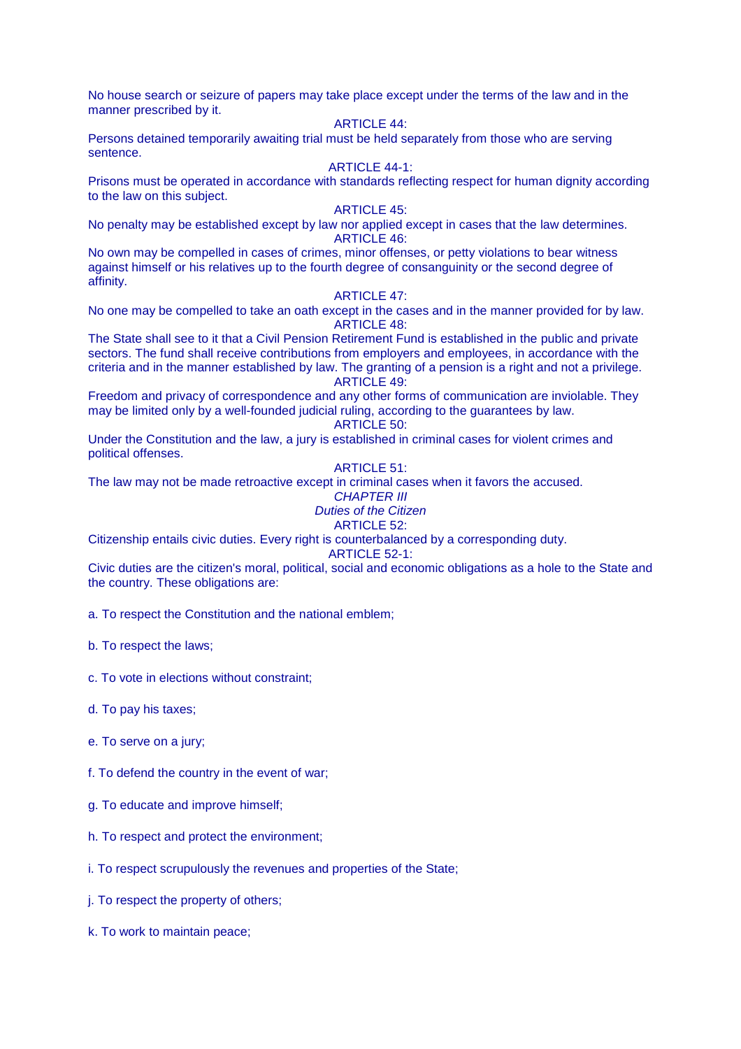No house search or seizure of papers may take place except under the terms of the law and in the manner prescribed by it.

### ARTICLE 44:

Persons detained temporarily awaiting trial must be held separately from those who are serving sentence.

### ARTICLE 44-1:

Prisons must be operated in accordance with standards reflecting respect for human dignity according to the law on this subject.

### ARTICLE 45:

No penalty may be established except by law nor applied except in cases that the law determines.

### ARTICLE 46:

No own may be compelled in cases of crimes, minor offenses, or petty violations to bear witness against himself or his relatives up to the fourth degree of consanguinity or the second degree of affinity.

### ARTICLE 47:

No one may be compelled to take an oath except in the cases and in the manner provided for by law.

### ARTICLE 48:

The State shall see to it that a Civil Pension Retirement Fund is established in the public and private sectors. The fund shall receive contributions from employers and employees, in accordance with the criteria and in the manner established by law. The granting of a pension is a right and not a privilege.

### ARTICLE 49:

Freedom and privacy of correspondence and any other forms of communication are inviolable. They may be limited only by a well-founded judicial ruling, according to the guarantees by law.

### ARTICLE 50:

Under the Constitution and the law, a jury is established in criminal cases for violent crimes and political offenses.

### ARTICLE 51:

The law may not be made retroactive except in criminal cases when it favors the accused.

## *CHAPTER III*

## *Duties of the Citizen*

### ARTICLE 52:

Citizenship entails civic duties. Every right is counterbalanced by a corresponding duty.

### ARTICLE 52-1:

Civic duties are the citizen's moral, political, social and economic obligations as a hole to the State and the country. These obligations are:

a. To respect the Constitution and the national emblem;

b. To respect the laws;

c. To vote in elections without constraint;

d. To pay his taxes;

e. To serve on a jury;

f. To defend the country in the event of war;

g. To educate and improve himself;

h. To respect and protect the environment;

i. To respect scrupulously the revenues and properties of the State;

j. To respect the property of others;

k. To work to maintain peace;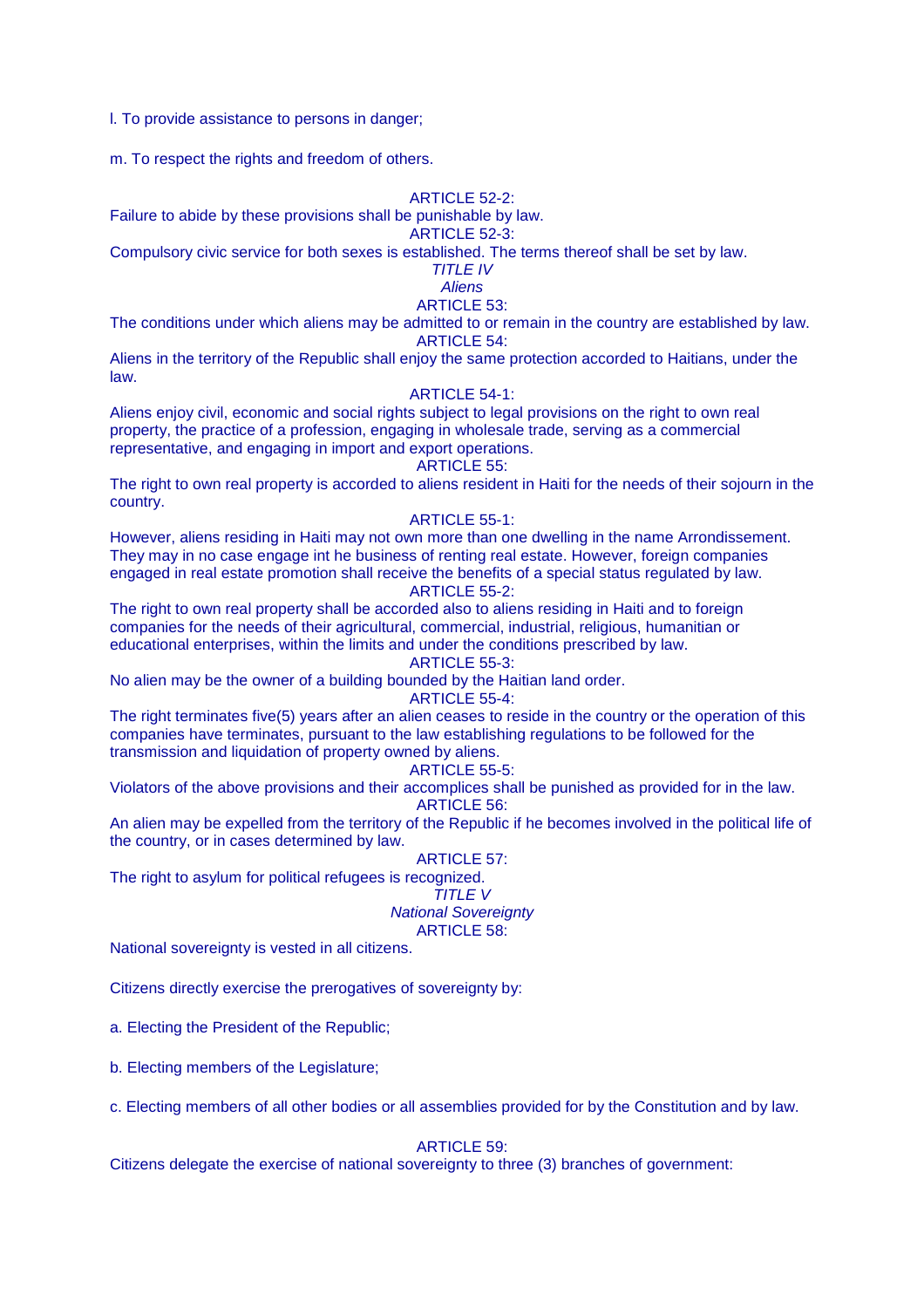l. To provide assistance to persons in danger;

m. To respect the rights and freedom of others.

ARTICLE 52-2:

Failure to abide by these provisions shall be punishable by law.

ARTICLE 52-3:

Compulsory civic service for both sexes is established. The terms thereof shall be set by law.

## *TITLE IV*
## *Aliens*

ARTICLE 53:

The conditions under which aliens may be admitted to or remain in the country are established by law.

ARTICLE 54:

Aliens in the territory of the Republic shall enjoy the same protection accorded to Haitians, under the law.

ARTICLE 54-1:

Aliens enjoy civil, economic and social rights subject to legal provisions on the right to own real property, the practice of a profession, engaging in wholesale trade, serving as a commercial representative, and engaging in import and export operations.

ARTICLE 55:

The right to own real property is accorded to aliens resident in Haiti for the needs of their sojourn in the country.

ARTICLE 55-1:

However, aliens residing in Haiti may not own more than one dwelling in the name Arrondissement. They may in no case engage int he business of renting real estate. However, foreign companies engaged in real estate promotion shall receive the benefits of a special status regulated by law.

ARTICLE 55-2:

The right to own real property shall be accorded also to aliens residing in Haiti and to foreign companies for the needs of their agricultural, commercial, industrial, religious, humanitian or educational enterprises, within the limits and under the conditions prescribed by law.

ARTICLE 55-3:

No alien may be the owner of a building bounded by the Haitian land order.

ARTICLE 55-4:

The right terminates five(5) years after an alien ceases to reside in the country or the operation of this companies have terminates, pursuant to the law establishing regulations to be followed for the transmission and liquidation of property owned by aliens.

ARTICLE 55-5:

Violators of the above provisions and their accomplices shall be punished as provided for in the law.

ARTICLE 56:

An alien may be expelled from the territory of the Republic if he becomes involved in the political life of the country, or in cases determined by law.

ARTICLE 57:

The right to asylum for political refugees is recognized.

## *TITLE V*
## *National Sovereignty*

ARTICLE 58:

National sovereignty is vested in all citizens.

Citizens directly exercise the prerogatives of sovereignty by:

a. Electing the President of the Republic;

b. Electing members of the Legislature;

c. Electing members of all other bodies or all assemblies provided for by the Constitution and by law.

ARTICLE 59:

Citizens delegate the exercise of national sovereignty to three (3) branches of government: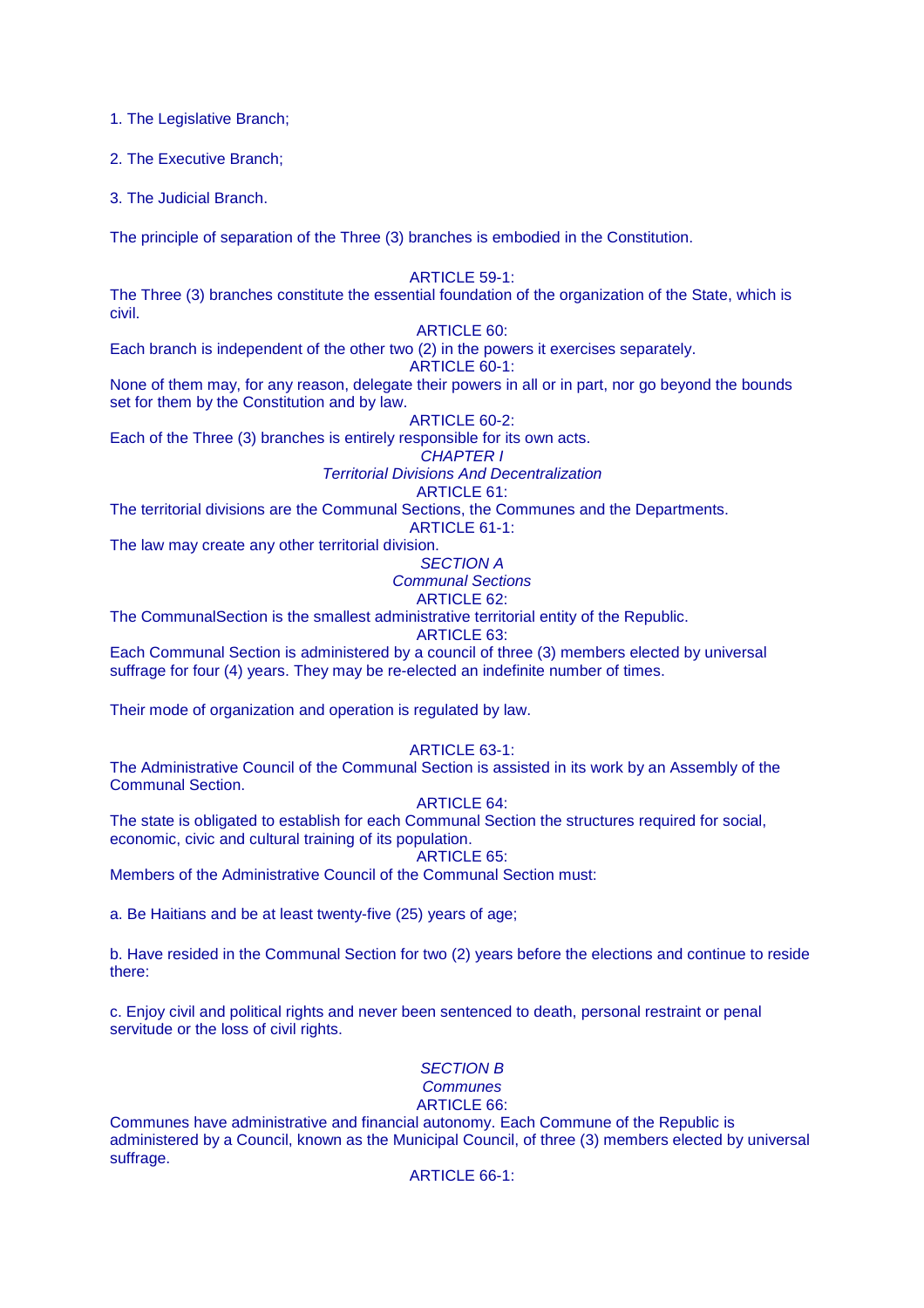1. The Legislative Branch;

2. The Executive Branch;

3. The Judicial Branch.

The principle of separation of the Three (3) branches is embodied in the Constitution.

ARTICLE 59-1:

The Three (3) branches constitute the essential foundation of the organization of the State, which is civil.

ARTICLE 60:

Each branch is independent of the other two (2) in the powers it exercises separately.

ARTICLE 60-1:

None of them may, for any reason, delegate their powers in all or in part, nor go beyond the bounds set for them by the Constitution and by law.

ARTICLE 60-2:

Each of the Three (3) branches is entirely responsible for its own acts.

*CHAPTER I*

*Territorial Divisions And Decentralization*

ARTICLE 61:

The territorial divisions are the Communal Sections, the Communes and the Departments.

ARTICLE 61-1:

The law may create any other territorial division.

*SECTION A*

*Communal Sections*

ARTICLE 62:

The CommunalSection is the smallest administrative territorial entity of the Republic.

ARTICLE 63:

Each Communal Section is administered by a council of three (3) members elected by universal suffrage for four (4) years. They may be re-elected an indefinite number of times.

Their mode of organization and operation is regulated by law.

ARTICLE 63-1:

The Administrative Council of the Communal Section is assisted in its work by an Assembly of the Communal Section.

ARTICLE 64:

The state is obligated to establish for each Communal Section the structures required for social, economic, civic and cultural training of its population.

ARTICLE 65:

Members of the Administrative Council of the Communal Section must:

a. Be Haitians and be at least twenty-five (25) years of age;

b. Have resided in the Communal Section for two (2) years before the elections and continue to reside there:

c. Enjoy civil and political rights and never been sentenced to death, personal restraint or penal servitude or the loss of civil rights.

*SECTION B*

*Communes*

ARTICLE 66:

Communes have administrative and financial autonomy. Each Commune of the Republic is administered by a Council, known as the Municipal Council, of three (3) members elected by universal suffrage.

ARTICLE 66-1: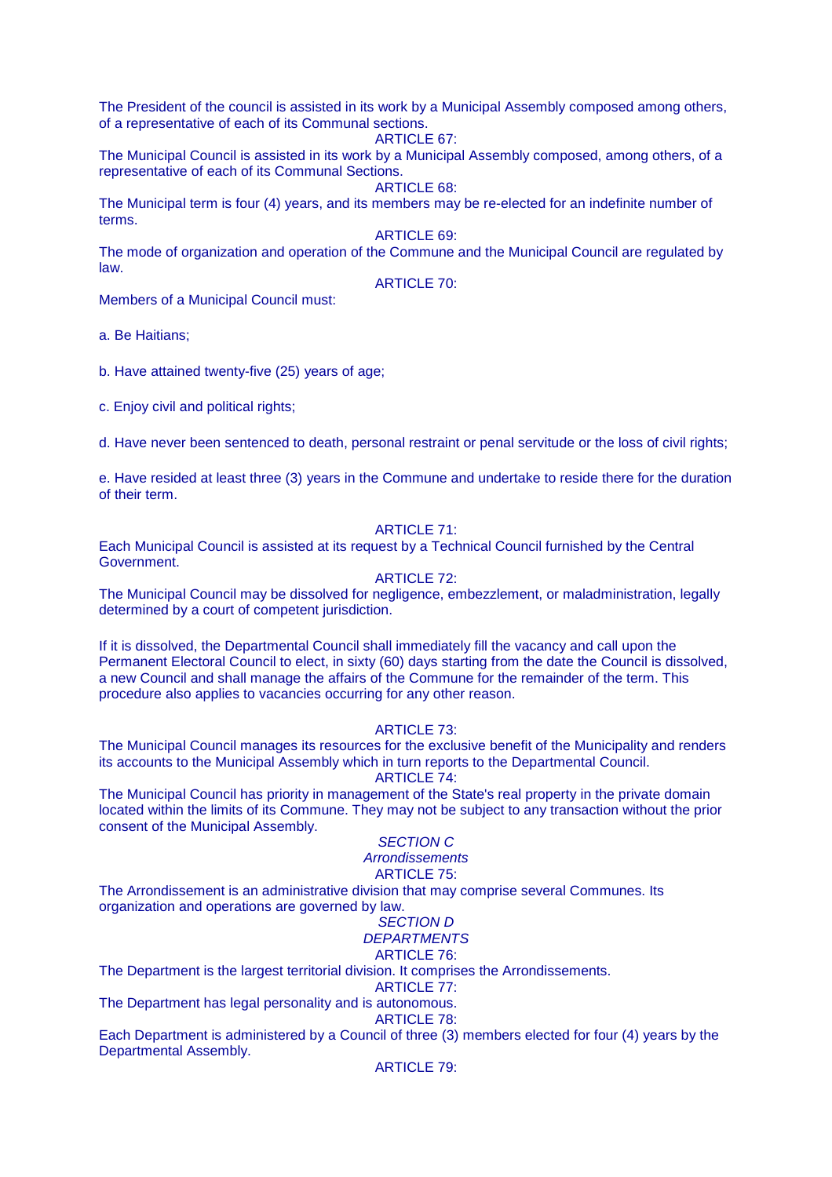The President of the council is assisted in its work by a Municipal Assembly composed among others, of a representative of each of its Communal sections.

ARTICLE 67:

The Municipal Council is assisted in its work by a Municipal Assembly composed, among others, of a representative of each of its Communal Sections.

ARTICLE 68:

The Municipal term is four (4) years, and its members may be re-elected for an indefinite number of terms.

ARTICLE 69:

The mode of organization and operation of the Commune and the Municipal Council are regulated by law.

ARTICLE 70:

Members of a Municipal Council must:

a. Be Haitians;

b. Have attained twenty-five (25) years of age;

c. Enjoy civil and political rights;

d. Have never been sentenced to death, personal restraint or penal servitude or the loss of civil rights;

e. Have resided at least three (3) years in the Commune and undertake to reside there for the duration of their term.

ARTICLE 71:

Each Municipal Council is assisted at its request by a Technical Council furnished by the Central Government.

ARTICLE 72:

The Municipal Council may be dissolved for negligence, embezzlement, or maladministration, legally determined by a court of competent jurisdiction.

If it is dissolved, the Departmental Council shall immediately fill the vacancy and call upon the Permanent Electoral Council to elect, in sixty (60) days starting from the date the Council is dissolved, a new Council and shall manage the affairs of the Commune for the remainder of the term. This procedure also applies to vacancies occurring for any other reason.

ARTICLE 73:

The Municipal Council manages its resources for the exclusive benefit of the Municipality and renders its accounts to the Municipal Assembly which in turn reports to the Departmental Council.

ARTICLE 74:

The Municipal Council has priority in management of the State's real property in the private domain located within the limits of its Commune. They may not be subject to any transaction without the prior consent of the Municipal Assembly.

### *SECTION C*
### *Arrondissements*

ARTICLE 75:

The Arrondissement is an administrative division that may comprise several Communes. Its organization and operations are governed by law.

### *SECTION D*
### *DEPARTMENTS*

ARTICLE 76:

The Department is the largest territorial division. It comprises the Arrondissements.

ARTICLE 77:

The Department has legal personality and is autonomous.

ARTICLE 78:

Each Department is administered by a Council of three (3) members elected for four (4) years by the Departmental Assembly.

ARTICLE 79: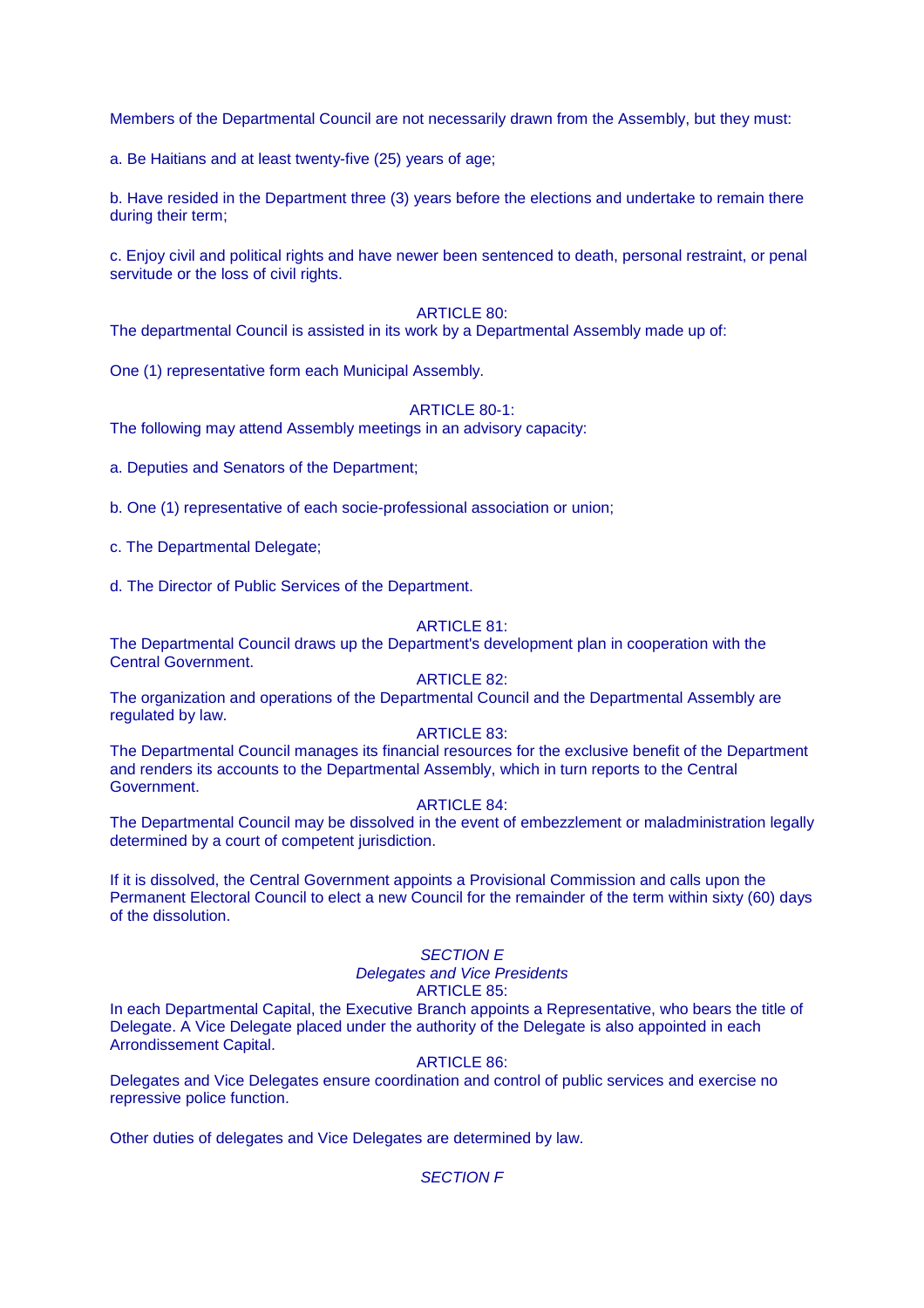Members of the Departmental Council are not necessarily drawn from the Assembly, but they must:

a. Be Haitians and at least twenty-five (25) years of age;

b. Have resided in the Department three (3) years before the elections and undertake to remain there during their term;

c. Enjoy civil and political rights and have newer been sentenced to death, personal restraint, or penal servitude or the loss of civil rights.

ARTICLE 80:

The departmental Council is assisted in its work by a Departmental Assembly made up of:

One (1) representative form each Municipal Assembly.

ARTICLE 80-1:

The following may attend Assembly meetings in an advisory capacity:

a. Deputies and Senators of the Department;

b. One (1) representative of each socie-professional association or union;

c. The Departmental Delegate;

d. The Director of Public Services of the Department.

ARTICLE 81:

The Departmental Council draws up the Department's development plan in cooperation with the Central Government.

ARTICLE 82:

The organization and operations of the Departmental Council and the Departmental Assembly are regulated by law.

ARTICLE 83:

The Departmental Council manages its financial resources for the exclusive benefit of the Department and renders its accounts to the Departmental Assembly, which in turn reports to the Central Government.

ARTICLE 84:

The Departmental Council may be dissolved in the event of embezzlement or maladministration legally determined by a court of competent jurisdiction.

If it is dissolved, the Central Government appoints a Provisional Commission and calls upon the Permanent Electoral Council to elect a new Council for the remainder of the term within sixty (60) days of the dissolution.

*SECTION E*

*Delegates and Vice Presidents*

ARTICLE 85:

In each Departmental Capital, the Executive Branch appoints a Representative, who bears the title of Delegate. A Vice Delegate placed under the authority of the Delegate is also appointed in each Arrondissement Capital.

ARTICLE 86:

Delegates and Vice Delegates ensure coordination and control of public services and exercise no repressive police function.

Other duties of delegates and Vice Delegates are determined by law.

*SECTION F*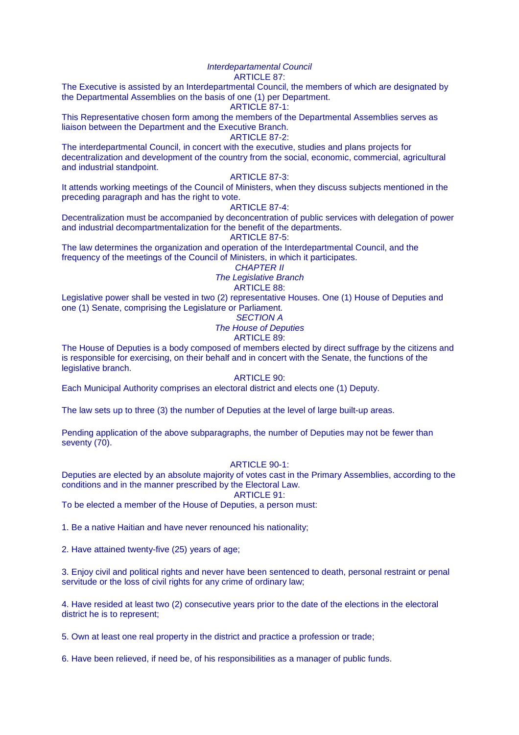*Interdepartamental Council*

ARTICLE 87:

The Executive is assisted by an Interdepartmental Council, the members of which are designated by the Departmental Assemblies on the basis of one (1) per Department.

ARTICLE 87-1:

This Representative chosen form among the members of the Departmental Assemblies serves as liaison between the Department and the Executive Branch.

ARTICLE 87-2:

The interdepartmental Council, in concert with the executive, studies and plans projects for decentralization and development of the country from the social, economic, commercial, agricultural and industrial standpoint.

ARTICLE 87-3:

It attends working meetings of the Council of Ministers, when they discuss subjects mentioned in the preceding paragraph and has the right to vote.

ARTICLE 87-4:

Decentralization must be accompanied by deconcentration of public services with delegation of power and industrial decompartmentalization for the benefit of the departments.

ARTICLE 87-5:

The law determines the organization and operation of the Interdepartmental Council, and the frequency of the meetings of the Council of Ministers, in which it participates.

*CHAPTER II*

*The Legislative Branch*

ARTICLE 88:

Legislative power shall be vested in two (2) representative Houses. One (1) House of Deputies and one (1) Senate, comprising the Legislature or Parliament.

*SECTION A*

*The House of Deputies*

ARTICLE 89:

The House of Deputies is a body composed of members elected by direct suffrage by the citizens and is responsible for exercising, on their behalf and in concert with the Senate, the functions of the legislative branch.

ARTICLE 90:

Each Municipal Authority comprises an electoral district and elects one (1) Deputy.

The law sets up to three (3) the number of Deputies at the level of large built-up areas.

Pending application of the above subparagraphs, the number of Deputies may not be fewer than seventy (70).

ARTICLE 90-1:

Deputies are elected by an absolute majority of votes cast in the Primary Assemblies, according to the conditions and in the manner prescribed by the Electoral Law.

ARTICLE 91:

To be elected a member of the House of Deputies, a person must:

1. Be a native Haitian and have never renounced his nationality;

2. Have attained twenty-five (25) years of age;

3. Enjoy civil and political rights and never have been sentenced to death, personal restraint or penal servitude or the loss of civil rights for any crime of ordinary law;

4. Have resided at least two (2) consecutive years prior to the date of the elections in the electoral district he is to represent;

5. Own at least one real property in the district and practice a profession or trade;

6. Have been relieved, if need be, of his responsibilities as a manager of public funds.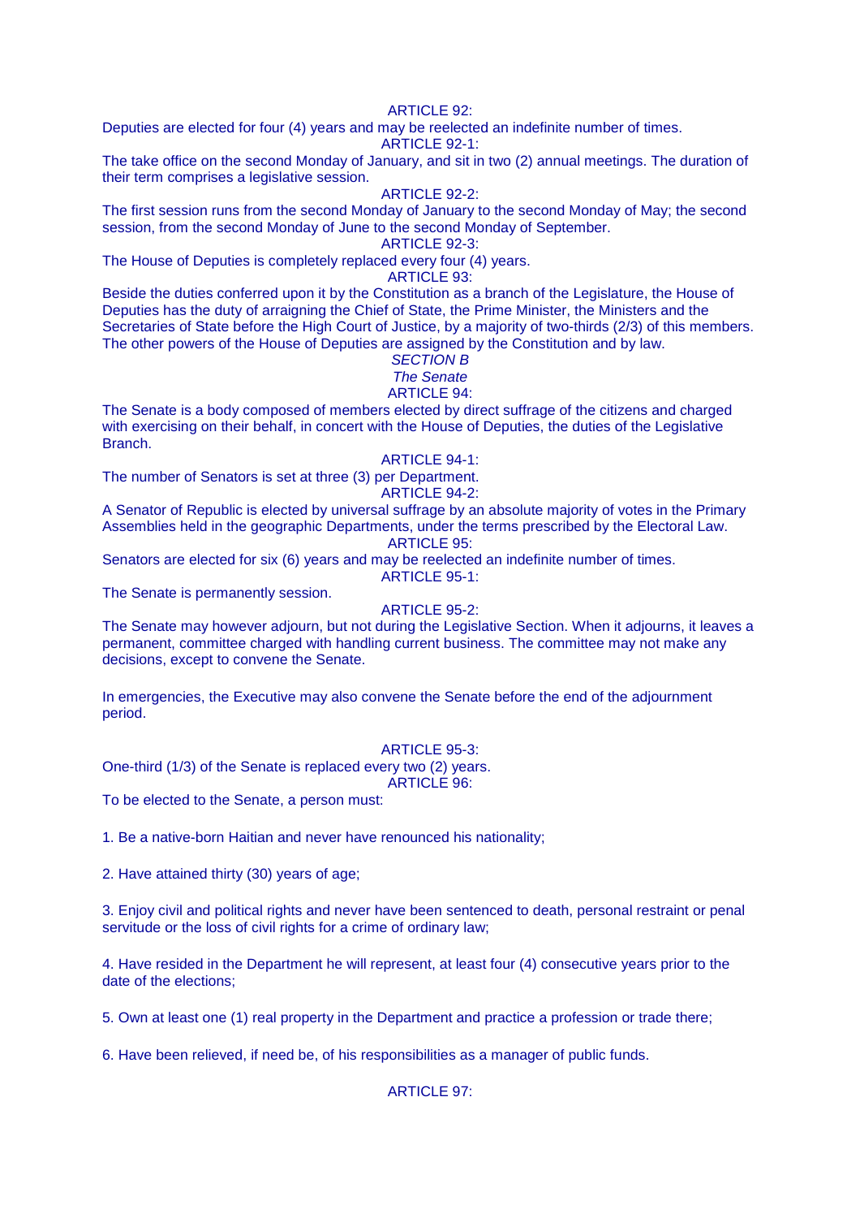ARTICLE 92:

Deputies are elected for four (4) years and may be reelected an indefinite number of times.

ARTICLE 92-1:

The take office on the second Monday of January, and sit in two (2) annual meetings. The duration of their term comprises a legislative session.

ARTICLE 92-2:

The first session runs from the second Monday of January to the second Monday of May; the second session, from the second Monday of June to the second Monday of September.

ARTICLE 92-3:

The House of Deputies is completely replaced every four (4) years.

ARTICLE 93:

Beside the duties conferred upon it by the Constitution as a branch of the Legislature, the House of Deputies has the duty of arraigning the Chief of State, the Prime Minister, the Ministers and the Secretaries of State before the High Court of Justice, by a majority of two-thirds (2/3) of this members. The other powers of the House of Deputies are assigned by the Constitution and by law.

*SECTION B*

*The Senate*

ARTICLE 94:

The Senate is a body composed of members elected by direct suffrage of the citizens and charged with exercising on their behalf, in concert with the House of Deputies, the duties of the Legislative Branch.

ARTICLE 94-1:

The number of Senators is set at three (3) per Department.

ARTICLE 94-2:

A Senator of Republic is elected by universal suffrage by an absolute majority of votes in the Primary Assemblies held in the geographic Departments, under the terms prescribed by the Electoral Law.

ARTICLE 95:

Senators are elected for six (6) years and may be reelected an indefinite number of times.

ARTICLE 95-1:

The Senate is permanently session.

ARTICLE 95-2:

The Senate may however adjourn, but not during the Legislative Section. When it adjourns, it leaves a permanent, committee charged with handling current business. The committee may not make any decisions, except to convene the Senate.

In emergencies, the Executive may also convene the Senate before the end of the adjournment period.

ARTICLE 95-3:

One-third (1/3) of the Senate is replaced every two (2) years.

ARTICLE 96:

To be elected to the Senate, a person must:

1. Be a native-born Haitian and never have renounced his nationality;

2. Have attained thirty (30) years of age;

3. Enjoy civil and political rights and never have been sentenced to death, personal restraint or penal servitude or the loss of civil rights for a crime of ordinary law;

4. Have resided in the Department he will represent, at least four (4) consecutive years prior to the date of the elections;

5. Own at least one (1) real property in the Department and practice a profession or trade there;

6. Have been relieved, if need be, of his responsibilities as a manager of public funds.

ARTICLE 97: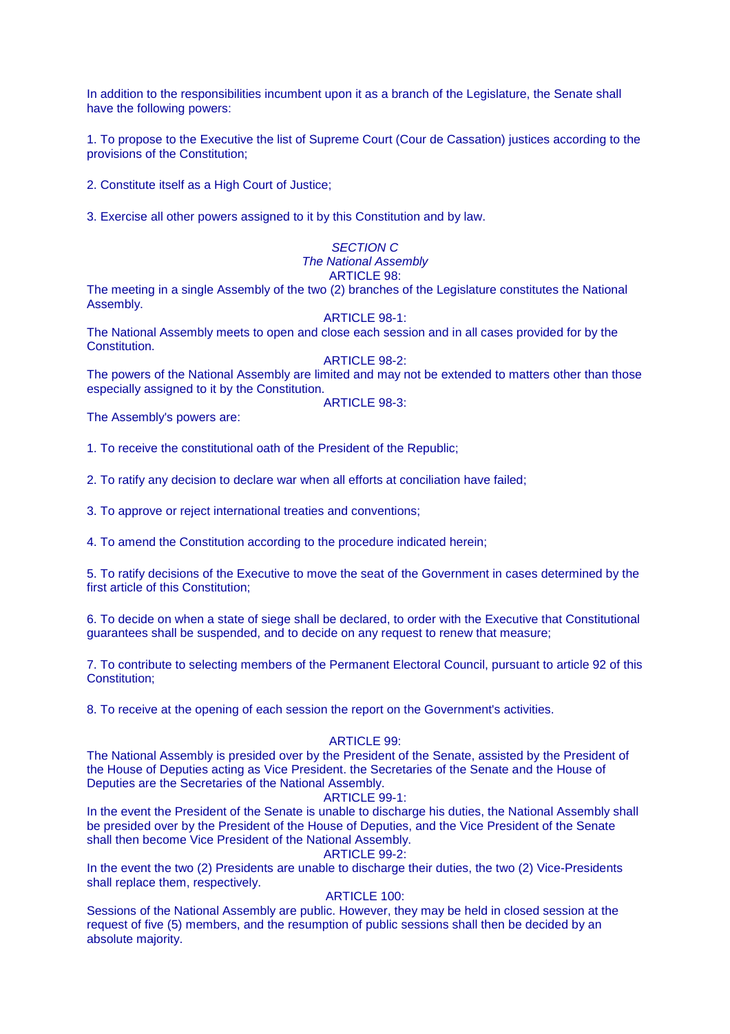In addition to the responsibilities incumbent upon it as a branch of the Legislature, the Senate shall have the following powers:

1. To propose to the Executive the list of Supreme Court (Cour de Cassation) justices according to the provisions of the Constitution;

2. Constitute itself as a High Court of Justice;

3. Exercise all other powers assigned to it by this Constitution and by law.

### *SECTION C*
### *The National Assembly*

#### ARTICLE 98:

The meeting in a single Assembly of the two (2) branches of the Legislature constitutes the National Assembly.

#### ARTICLE 98-1:

The National Assembly meets to open and close each session and in all cases provided for by the Constitution.

#### ARTICLE 98-2:

The powers of the National Assembly are limited and may not be extended to matters other than those especially assigned to it by the Constitution.

#### ARTICLE 98-3:

The Assembly's powers are:

1. To receive the constitutional oath of the President of the Republic;

2. To ratify any decision to declare war when all efforts at conciliation have failed;

3. To approve or reject international treaties and conventions;

4. To amend the Constitution according to the procedure indicated herein;

5. To ratify decisions of the Executive to move the seat of the Government in cases determined by the first article of this Constitution;

6. To decide on when a state of siege shall be declared, to order with the Executive that Constitutional guarantees shall be suspended, and to decide on any request to renew that measure;

7. To contribute to selecting members of the Permanent Electoral Council, pursuant to article 92 of this Constitution;

8. To receive at the opening of each session the report on the Government's activities.

#### ARTICLE 99:

The National Assembly is presided over by the President of the Senate, assisted by the President of the House of Deputies acting as Vice President. the Secretaries of the Senate and the House of Deputies are the Secretaries of the National Assembly.

#### ARTICLE 99-1:

In the event the President of the Senate is unable to discharge his duties, the National Assembly shall be presided over by the President of the House of Deputies, and the Vice President of the Senate shall then become Vice President of the National Assembly.

#### ARTICLE 99-2:

In the event the two (2) Presidents are unable to discharge their duties, the two (2) Vice-Presidents shall replace them, respectively.

#### ARTICLE 100:

Sessions of the National Assembly are public. However, they may be held in closed session at the request of five (5) members, and the resumption of public sessions shall then be decided by an absolute majority.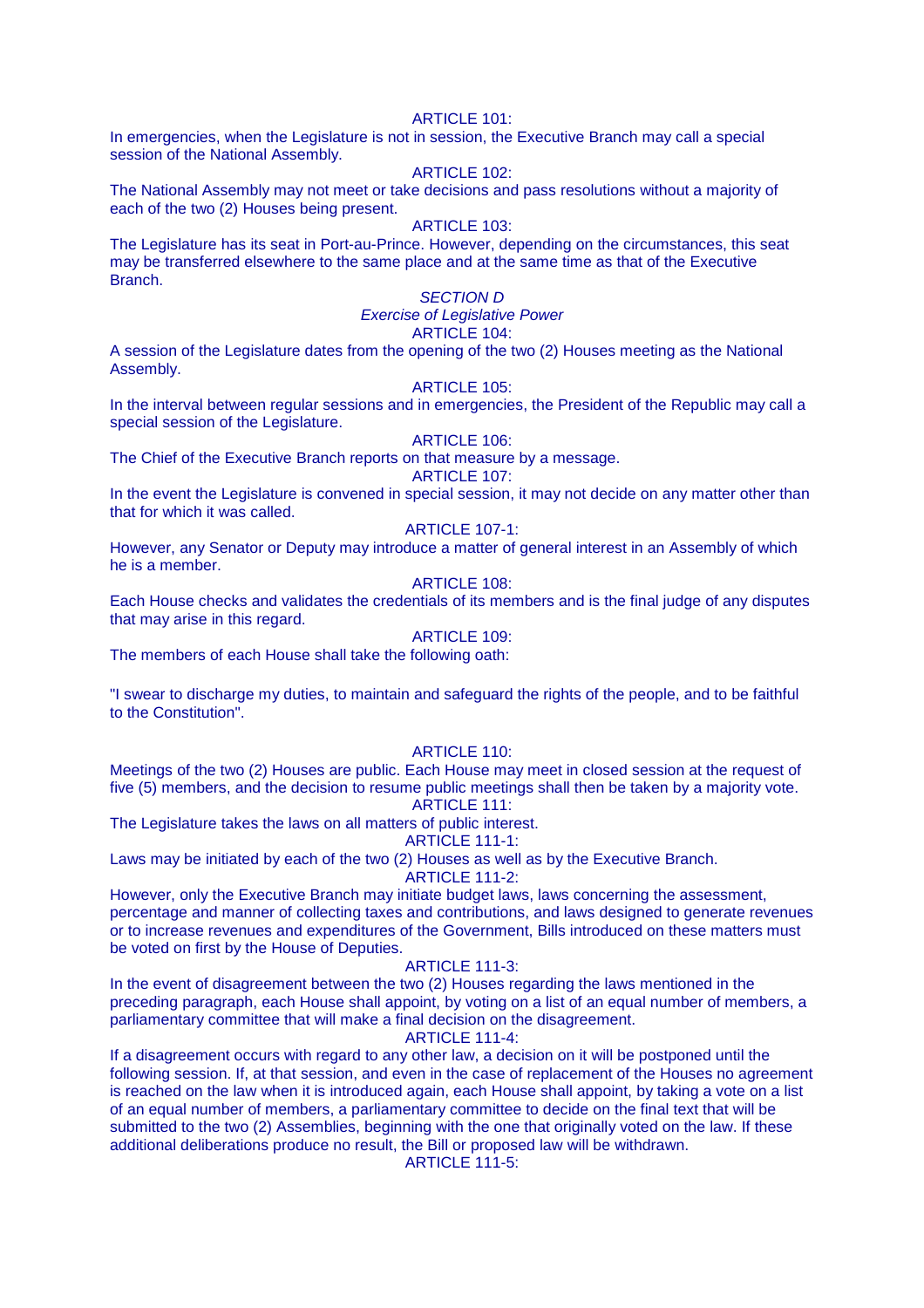ARTICLE 101:

In emergencies, when the Legislature is not in session, the Executive Branch may call a special session of the National Assembly.

ARTICLE 102:

The National Assembly may not meet or take decisions and pass resolutions without a majority of each of the two (2) Houses being present.

ARTICLE 103:

The Legislature has its seat in Port-au-Prince. However, depending on the circumstances, this seat may be transferred elsewhere to the same place and at the same time as that of the Executive Branch.

## *SECTION D*

### *Exercise of Legislative Power*

ARTICLE 104:

A session of the Legislature dates from the opening of the two (2) Houses meeting as the National Assembly.

ARTICLE 105:

In the interval between regular sessions and in emergencies, the President of the Republic may call a special session of the Legislature.

ARTICLE 106:

The Chief of the Executive Branch reports on that measure by a message.

ARTICLE 107:

In the event the Legislature is convened in special session, it may not decide on any matter other than that for which it was called.

ARTICLE 107-1:

However, any Senator or Deputy may introduce a matter of general interest in an Assembly of which he is a member.

ARTICLE 108:

Each House checks and validates the credentials of its members and is the final judge of any disputes that may arise in this regard.

ARTICLE 109:

The members of each House shall take the following oath:

"I swear to discharge my duties, to maintain and safeguard the rights of the people, and to be faithful to the Constitution".

ARTICLE 110:

Meetings of the two (2) Houses are public. Each House may meet in closed session at the request of five (5) members, and the decision to resume public meetings shall then be taken by a majority vote.

ARTICLE 111:

The Legislature takes the laws on all matters of public interest.

ARTICLE 111-1:

Laws may be initiated by each of the two (2) Houses as well as by the Executive Branch.

ARTICLE 111-2:

However, only the Executive Branch may initiate budget laws, laws concerning the assessment, percentage and manner of collecting taxes and contributions, and laws designed to generate revenues or to increase revenues and expenditures of the Government, Bills introduced on these matters must be voted on first by the House of Deputies.

ARTICLE 111-3:

In the event of disagreement between the two (2) Houses regarding the laws mentioned in the preceding paragraph, each House shall appoint, by voting on a list of an equal number of members, a parliamentary committee that will make a final decision on the disagreement.

ARTICLE 111-4:

If a disagreement occurs with regard to any other law, a decision on it will be postponed until the following session. If, at that session, and even in the case of replacement of the Houses no agreement is reached on the law when it is introduced again, each House shall appoint, by taking a vote on a list of an equal number of members, a parliamentary committee to decide on the final text that will be submitted to the two (2) Assemblies, beginning with the one that originally voted on the law. If these additional deliberations produce no result, the Bill or proposed law will be withdrawn.

ARTICLE 111-5: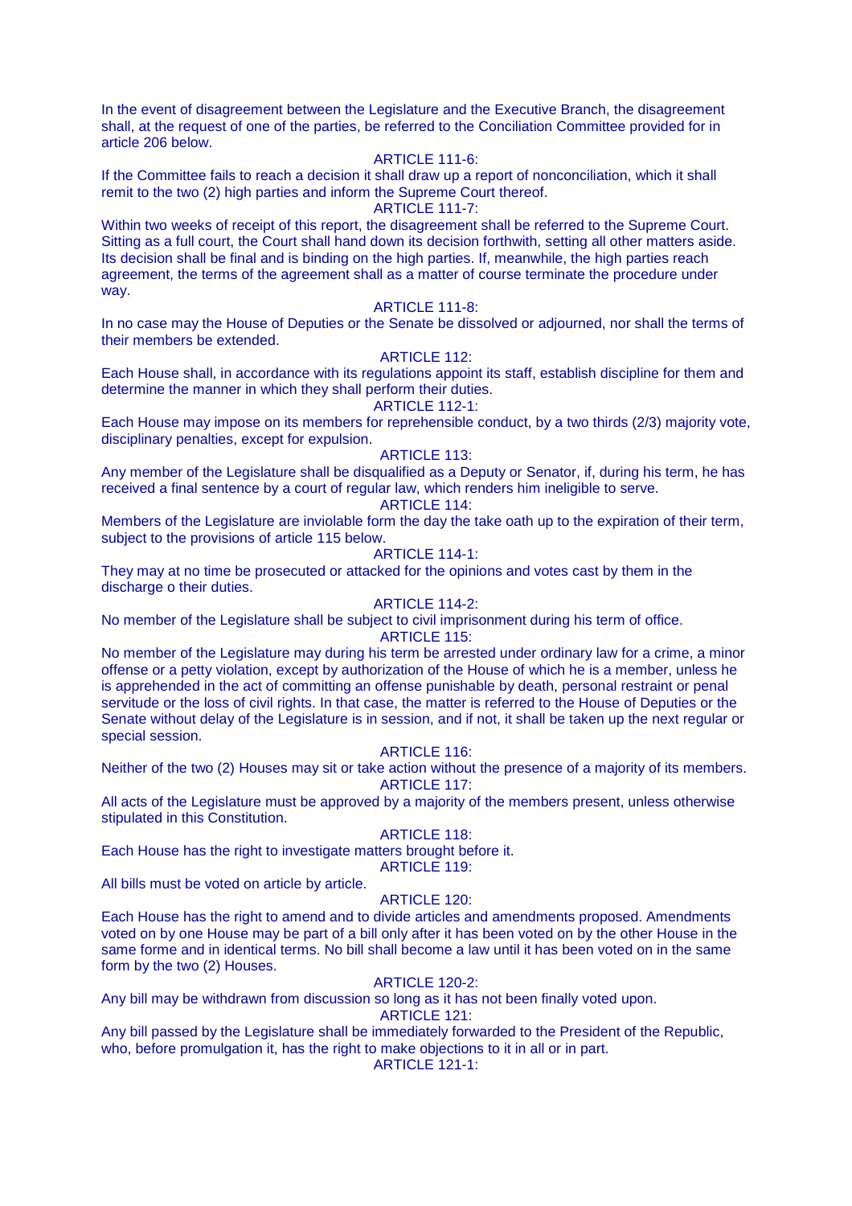In the event of disagreement between the Legislature and the Executive Branch, the disagreement shall, at the request of one of the parties, be referred to the Conciliation Committee provided for in article 206 below.

ARTICLE 111-6:

If the Committee fails to reach a decision it shall draw up a report of nonconciliation, which it shall remit to the two (2) high parties and inform the Supreme Court thereof.

ARTICLE 111-7:

Within two weeks of receipt of this report, the disagreement shall be referred to the Supreme Court. Sitting as a full court, the Court shall hand down its decision forthwith, setting all other matters aside. Its decision shall be final and is binding on the high parties. If, meanwhile, the high parties reach agreement, the terms of the agreement shall as a matter of course terminate the procedure under way.

ARTICLE 111-8:

In no case may the House of Deputies or the Senate be dissolved or adjourned, nor shall the terms of their members be extended.

ARTICLE 112:

Each House shall, in accordance with its regulations appoint its staff, establish discipline for them and determine the manner in which they shall perform their duties.

ARTICLE 112-1:

Each House may impose on its members for reprehensible conduct, by a two thirds (2/3) majority vote, disciplinary penalties, except for expulsion.

ARTICLE 113:

Any member of the Legislature shall be disqualified as a Deputy or Senator, if, during his term, he has received a final sentence by a court of regular law, which renders him ineligible to serve.

ARTICLE 114:

Members of the Legislature are inviolable form the day the take oath up to the expiration of their term, subject to the provisions of article 115 below.

ARTICLE 114-1:

They may at no time be prosecuted or attacked for the opinions and votes cast by them in the discharge o their duties.

ARTICLE 114-2:

No member of the Legislature shall be subject to civil imprisonment during his term of office.

ARTICLE 115:

No member of the Legislature may during his term be arrested under ordinary law for a crime, a minor offense or a petty violation, except by authorization of the House of which he is a member, unless he is apprehended in the act of committing an offense punishable by death, personal restraint or penal servitude or the loss of civil rights. In that case, the matter is referred to the House of Deputies or the Senate without delay of the Legislature is in session, and if not, it shall be taken up the next regular or special session.

ARTICLE 116:

Neither of the two (2) Houses may sit or take action without the presence of a majority of its members.

ARTICLE 117:

All acts of the Legislature must be approved by a majority of the members present, unless otherwise stipulated in this Constitution.

ARTICLE 118:

Each House has the right to investigate matters brought before it.

ARTICLE 119:

All bills must be voted on article by article.

ARTICLE 120:

Each House has the right to amend and to divide articles and amendments proposed. Amendments voted on by one House may be part of a bill only after it has been voted on by the other House in the same forme and in identical terms. No bill shall become a law until it has been voted on in the same form by the two (2) Houses.

ARTICLE 120-2:

Any bill may be withdrawn from discussion so long as it has not been finally voted upon.

ARTICLE 121:

Any bill passed by the Legislature shall be immediately forwarded to the President of the Republic, who, before promulgation it, has the right to make objections to it in all or in part.

ARTICLE 121-1: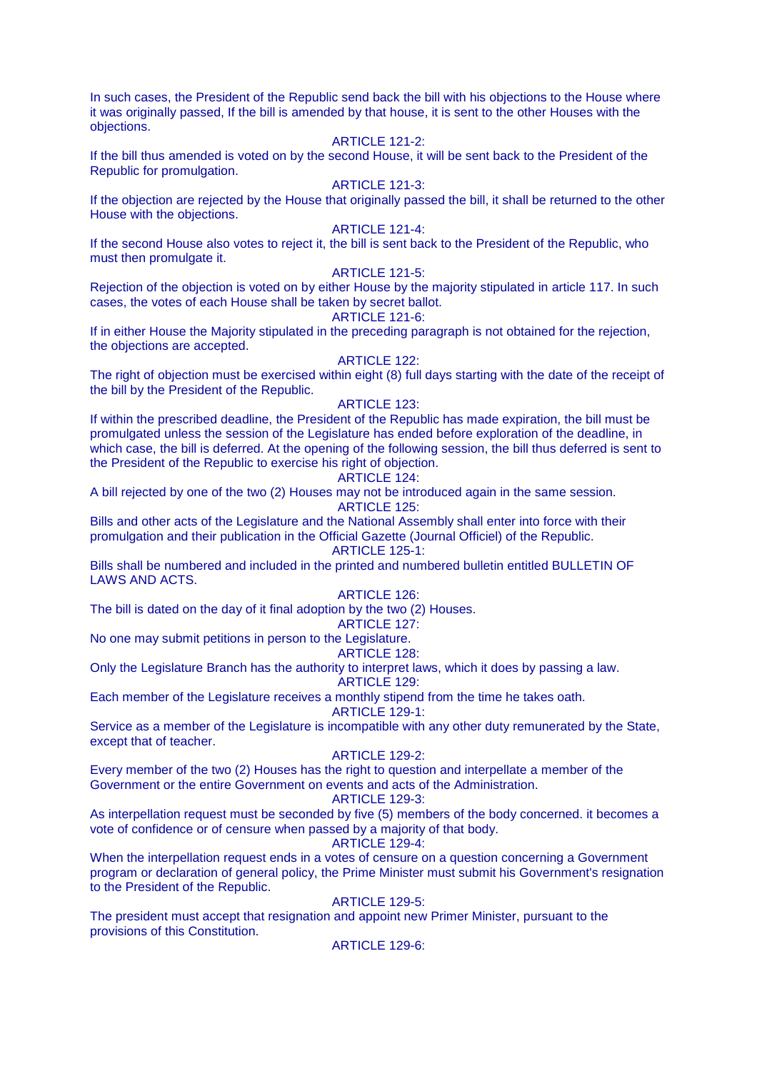In such cases, the President of the Republic send back the bill with his objections to the House where it was originally passed, If the bill is amended by that house, it is sent to the other Houses with the objections.

ARTICLE 121-2:

If the bill thus amended is voted on by the second House, it will be sent back to the President of the Republic for promulgation.

ARTICLE 121-3:

If the objection are rejected by the House that originally passed the bill, it shall be returned to the other House with the objections.

ARTICLE 121-4:

If the second House also votes to reject it, the bill is sent back to the President of the Republic, who must then promulgate it.

ARTICLE 121-5:

Rejection of the objection is voted on by either House by the majority stipulated in article 117. In such cases, the votes of each House shall be taken by secret ballot.

ARTICLE 121-6:

If in either House the Majority stipulated in the preceding paragraph is not obtained for the rejection, the objections are accepted.

ARTICLE 122:

The right of objection must be exercised within eight (8) full days starting with the date of the receipt of the bill by the President of the Republic.

ARTICLE 123:

If within the prescribed deadline, the President of the Republic has made expiration, the bill must be promulgated unless the session of the Legislature has ended before exploration of the deadline, in which case, the bill is deferred. At the opening of the following session, the bill thus deferred is sent to the President of the Republic to exercise his right of objection.

ARTICLE 124:

A bill rejected by one of the two (2) Houses may not be introduced again in the same session.

ARTICLE 125:

Bills and other acts of the Legislature and the National Assembly shall enter into force with their promulgation and their publication in the Official Gazette (Journal Officiel) of the Republic.

ARTICLE 125-1:

Bills shall be numbered and included in the printed and numbered bulletin entitled BULLETIN OF LAWS AND ACTS.

ARTICLE 126:

The bill is dated on the day of it final adoption by the two (2) Houses.

ARTICLE 127:

No one may submit petitions in person to the Legislature.

ARTICLE 128:

Only the Legislature Branch has the authority to interpret laws, which it does by passing a law.

ARTICLE 129:

Each member of the Legislature receives a monthly stipend from the time he takes oath.

ARTICLE 129-1:

Service as a member of the Legislature is incompatible with any other duty remunerated by the State, except that of teacher.

ARTICLE 129-2:

Every member of the two (2) Houses has the right to question and interpellate a member of the Government or the entire Government on events and acts of the Administration.

ARTICLE 129-3:

As interpellation request must be seconded by five (5) members of the body concerned. it becomes a vote of confidence or of censure when passed by a majority of that body.

ARTICLE 129-4:

When the interpellation request ends in a votes of censure on a question concerning a Government program or declaration of general policy, the Prime Minister must submit his Government's resignation to the President of the Republic.

ARTICLE 129-5:

The president must accept that resignation and appoint new Primer Minister, pursuant to the provisions of this Constitution.

ARTICLE 129-6: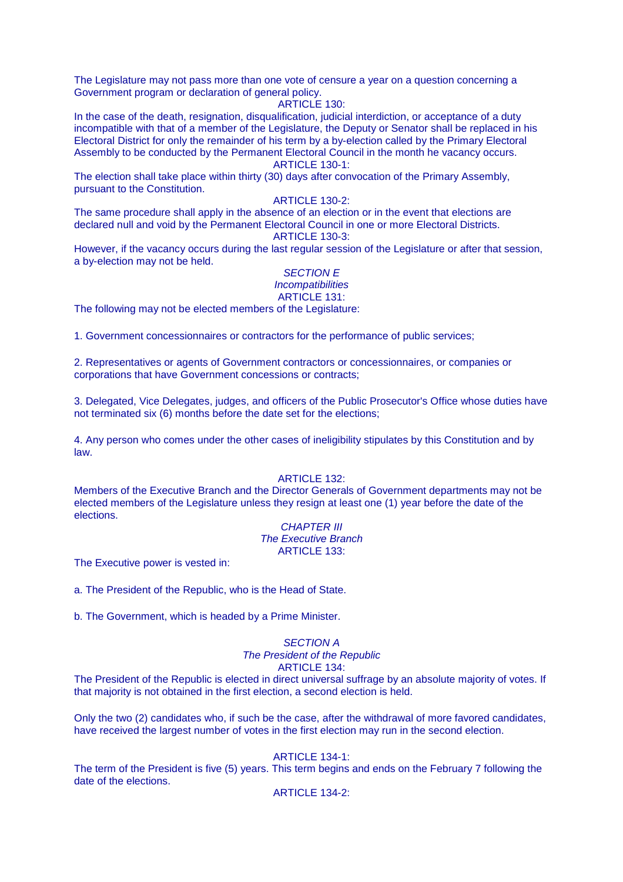The Legislature may not pass more than one vote of censure a year on a question concerning a Government program or declaration of general policy.

ARTICLE 130:

In the case of the death, resignation, disqualification, judicial interdiction, or acceptance of a duty incompatible with that of a member of the Legislature, the Deputy or Senator shall be replaced in his Electoral District for only the remainder of his term by a by-election called by the Primary Electoral Assembly to be conducted by the Permanent Electoral Council in the month he vacancy occurs.

ARTICLE 130-1:

The election shall take place within thirty (30) days after convocation of the Primary Assembly, pursuant to the Constitution.

ARTICLE 130-2:

The same procedure shall apply in the absence of an election or in the event that elections are declared null and void by the Permanent Electoral Council in one or more Electoral Districts.

ARTICLE 130-3:

However, if the vacancy occurs during the last regular session of the Legislature or after that session, a by-election may not be held.

*SECTION E*

*Incompatibilities*

ARTICLE 131:

The following may not be elected members of the Legislature:

1. Government concessionnaires or contractors for the performance of public services;

2. Representatives or agents of Government contractors or concessionnaires, or companies or corporations that have Government concessions or contracts;

3. Delegated, Vice Delegates, judges, and officers of the Public Prosecutor's Office whose duties have not terminated six (6) months before the date set for the elections;

4. Any person who comes under the other cases of ineligibility stipulates by this Constitution and by law.

ARTICLE 132:

Members of the Executive Branch and the Director Generals of Government departments may not be elected members of the Legislature unless they resign at least one (1) year before the date of the elections.

*CHAPTER III*

*The Executive Branch*

ARTICLE 133:

The Executive power is vested in:

a. The President of the Republic, who is the Head of State.

b. The Government, which is headed by a Prime Minister.

*SECTION A*

*The President of the Republic*

ARTICLE 134:

The President of the Republic is elected in direct universal suffrage by an absolute majority of votes. If that majority is not obtained in the first election, a second election is held.

Only the two (2) candidates who, if such be the case, after the withdrawal of more favored candidates, have received the largest number of votes in the first election may run in the second election.

ARTICLE 134-1:

The term of the President is five (5) years. This term begins and ends on the February 7 following the date of the elections.

ARTICLE 134-2: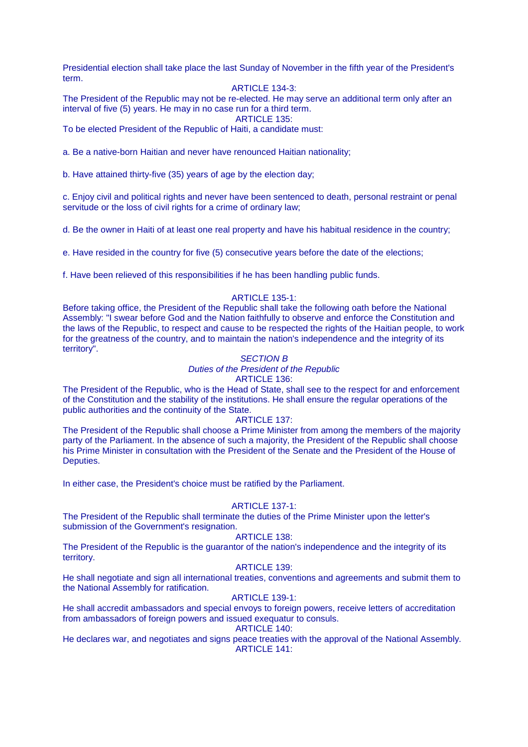Presidential election shall take place the last Sunday of November in the fifth year of the President's term.

ARTICLE 134-3:

The President of the Republic may not be re-elected. He may serve an additional term only after an interval of five (5) years. He may in no case run for a third term.

ARTICLE 135:

To be elected President of the Republic of Haiti, a candidate must:

a. Be a native-born Haitian and never have renounced Haitian nationality;

b. Have attained thirty-five (35) years of age by the election day;

c. Enjoy civil and political rights and never have been sentenced to death, personal restraint or penal servitude or the loss of civil rights for a crime of ordinary law;

d. Be the owner in Haiti of at least one real property and have his habitual residence in the country;

e. Have resided in the country for five (5) consecutive years before the date of the elections;

f. Have been relieved of this responsibilities if he has been handling public funds.

ARTICLE 135-1:

Before taking office, the President of the Republic shall take the following oath before the National Assembly: "I swear before God and the Nation faithfully to observe and enforce the Constitution and the laws of the Republic, to respect and cause to be respected the rights of the Haitian people, to work for the greatness of the country, and to maintain the nation's independence and the integrity of its territory".

*SECTION B*

*Duties of the President of the Republic*

ARTICLE 136:

The President of the Republic, who is the Head of State, shall see to the respect for and enforcement of the Constitution and the stability of the institutions. He shall ensure the regular operations of the public authorities and the continuity of the State.

ARTICLE 137:

The President of the Republic shall choose a Prime Minister from among the members of the majority party of the Parliament. In the absence of such a majority, the President of the Republic shall choose his Prime Minister in consultation with the President of the Senate and the President of the House of Deputies.

In either case, the President's choice must be ratified by the Parliament.

ARTICLE 137-1:

The President of the Republic shall terminate the duties of the Prime Minister upon the letter's submission of the Government's resignation.

ARTICLE 138:

The President of the Republic is the guarantor of the nation's independence and the integrity of its territory.

ARTICLE 139:

He shall negotiate and sign all international treaties, conventions and agreements and submit them to the National Assembly for ratification.

ARTICLE 139-1:

He shall accredit ambassadors and special envoys to foreign powers, receive letters of accreditation from ambassadors of foreign powers and issued exequatur to consuls.

ARTICLE 140:

He declares war, and negotiates and signs peace treaties with the approval of the National Assembly.

ARTICLE 141: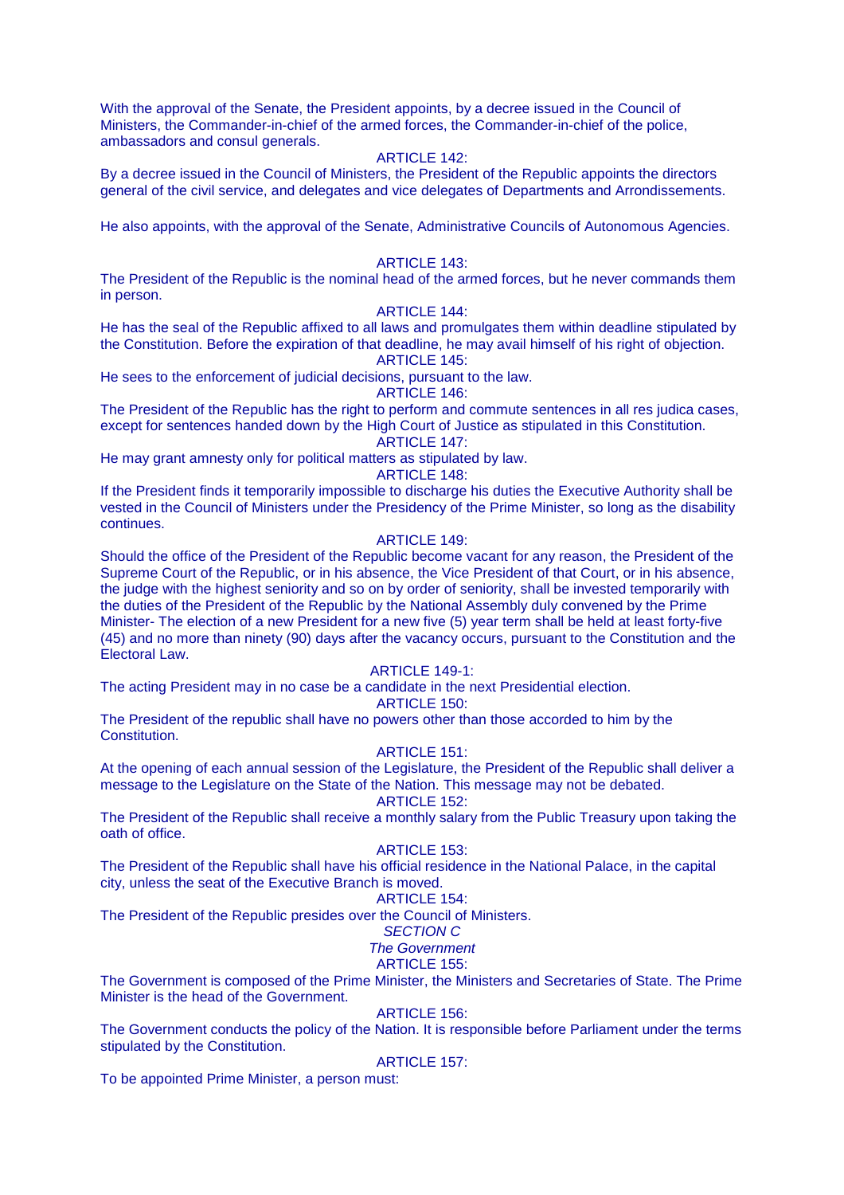With the approval of the Senate, the President appoints, by a decree issued in the Council of Ministers, the Commander-in-chief of the armed forces, the Commander-in-chief of the police, ambassadors and consul generals.

ARTICLE 142:

By a decree issued in the Council of Ministers, the President of the Republic appoints the directors general of the civil service, and delegates and vice delegates of Departments and Arrondissements.

He also appoints, with the approval of the Senate, Administrative Councils of Autonomous Agencies.

ARTICLE 143:

The President of the Republic is the nominal head of the armed forces, but he never commands them in person.

ARTICLE 144:

He has the seal of the Republic affixed to all laws and promulgates them within deadline stipulated by the Constitution. Before the expiration of that deadline, he may avail himself of his right of objection.

ARTICLE 145:

He sees to the enforcement of judicial decisions, pursuant to the law.

ARTICLE 146:

The President of the Republic has the right to perform and commute sentences in all res judica cases, except for sentences handed down by the High Court of Justice as stipulated in this Constitution.

ARTICLE 147:

He may grant amnesty only for political matters as stipulated by law.

ARTICLE 148:

If the President finds it temporarily impossible to discharge his duties the Executive Authority shall be vested in the Council of Ministers under the Presidency of the Prime Minister, so long as the disability continues.

ARTICLE 149:

Should the office of the President of the Republic become vacant for any reason, the President of the Supreme Court of the Republic, or in his absence, the Vice President of that Court, or in his absence, the judge with the highest seniority and so on by order of seniority, shall be invested temporarily with the duties of the President of the Republic by the National Assembly duly convened by the Prime Minister- The election of a new President for a new five (5) year term shall be held at least forty-five (45) and no more than ninety (90) days after the vacancy occurs, pursuant to the Constitution and the Electoral Law.

ARTICLE 149-1:

The acting President may in no case be a candidate in the next Presidential election.

ARTICLE 150:

The President of the republic shall have no powers other than those accorded to him by the Constitution.

ARTICLE 151:

At the opening of each annual session of the Legislature, the President of the Republic shall deliver a message to the Legislature on the State of the Nation. This message may not be debated.

ARTICLE 152:

The President of the Republic shall receive a monthly salary from the Public Treasury upon taking the oath of office.

ARTICLE 153:

The President of the Republic shall have his official residence in the National Palace, in the capital city, unless the seat of the Executive Branch is moved.

ARTICLE 154:

The President of the Republic presides over the Council of Ministers.

## *SECTION C*

## *The Government*

ARTICLE 155:

The Government is composed of the Prime Minister, the Ministers and Secretaries of State. The Prime Minister is the head of the Government.

ARTICLE 156:

The Government conducts the policy of the Nation. It is responsible before Parliament under the terms stipulated by the Constitution.

ARTICLE 157:

To be appointed Prime Minister, a person must: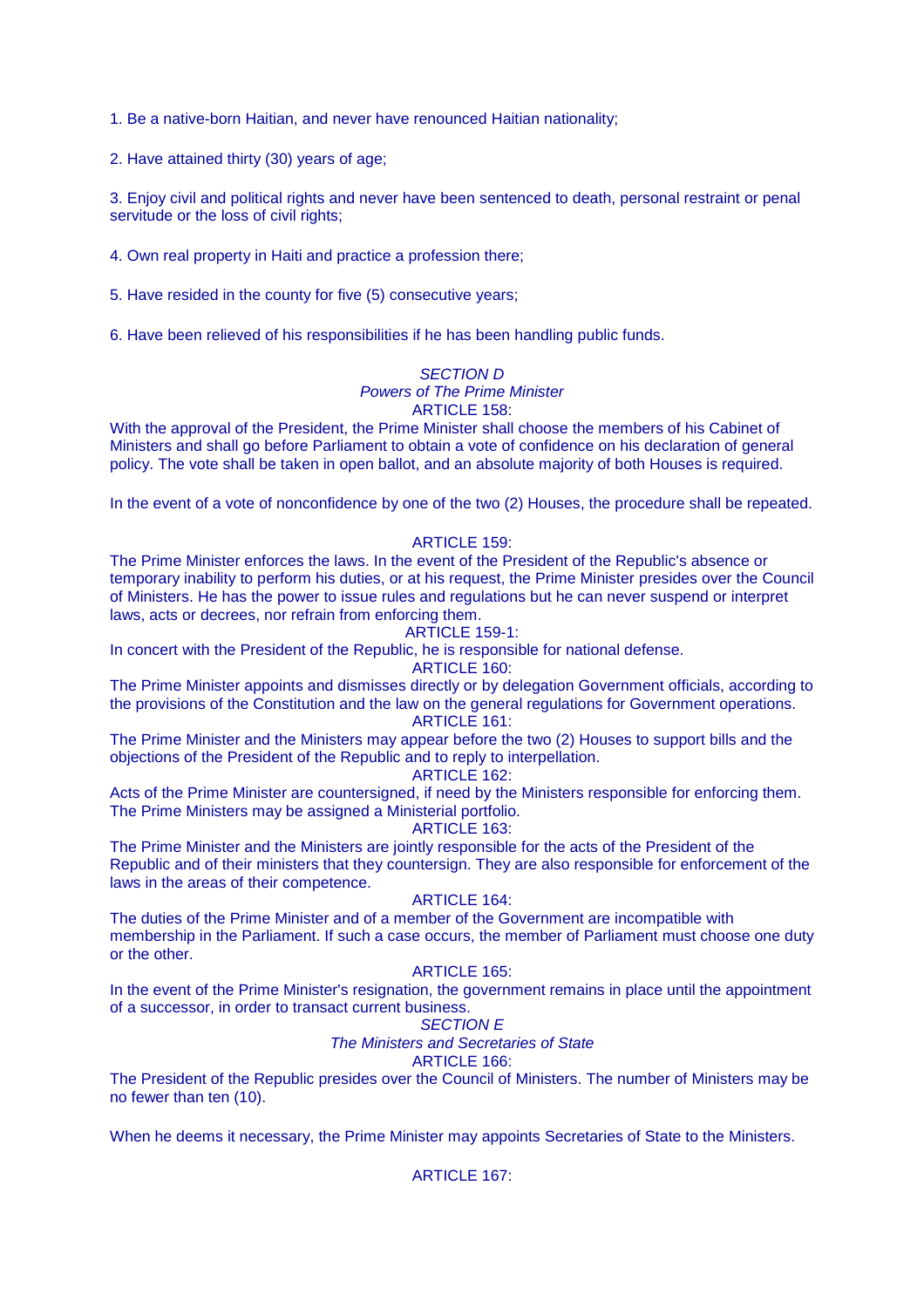1. Be a native-born Haitian, and never have renounced Haitian nationality;

2. Have attained thirty (30) years of age;

3. Enjoy civil and political rights and never have been sentenced to death, personal restraint or penal servitude or the loss of civil rights;

4. Own real property in Haiti and practice a profession there;

5. Have resided in the county for five (5) consecutive years;

6. Have been relieved of his responsibilities if he has been handling public funds.

### *SECTION D*
### *Powers of The Prime Minister*

#### ARTICLE 158:

With the approval of the President, the Prime Minister shall choose the members of his Cabinet of Ministers and shall go before Parliament to obtain a vote of confidence on his declaration of general policy. The vote shall be taken in open ballot, and an absolute majority of both Houses is required.

In the event of a vote of nonconfidence by one of the two (2) Houses, the procedure shall be repeated.

#### ARTICLE 159:

The Prime Minister enforces the laws. In the event of the President of the Republic's absence or temporary inability to perform his duties, or at his request, the Prime Minister presides over the Council of Ministers. He has the power to issue rules and regulations but he can never suspend or interpret laws, acts or decrees, nor refrain from enforcing them.

#### ARTICLE 159-1:

In concert with the President of the Republic, he is responsible for national defense.

#### ARTICLE 160:

The Prime Minister appoints and dismisses directly or by delegation Government officials, according to the provisions of the Constitution and the law on the general regulations for Government operations.

#### ARTICLE 161:

The Prime Minister and the Ministers may appear before the two (2) Houses to support bills and the objections of the President of the Republic and to reply to interpellation.

#### ARTICLE 162:

Acts of the Prime Minister are countersigned, if need by the Ministers responsible for enforcing them. The Prime Ministers may be assigned a Ministerial portfolio.

#### ARTICLE 163:

The Prime Minister and the Ministers are jointly responsible for the acts of the President of the Republic and of their ministers that they countersign. They are also responsible for enforcement of the laws in the areas of their competence.

#### ARTICLE 164:

The duties of the Prime Minister and of a member of the Government are incompatible with membership in the Parliament. If such a case occurs, the member of Parliament must choose one duty or the other.

#### ARTICLE 165:

In the event of the Prime Minister's resignation, the government remains in place until the appointment of a successor, in order to transact current business.

### *SECTION E*
### *The Ministers and Secretaries of State*

#### ARTICLE 166:

The President of the Republic presides over the Council of Ministers. The number of Ministers may be no fewer than ten (10).

When he deems it necessary, the Prime Minister may appoints Secretaries of State to the Ministers.

#### ARTICLE 167: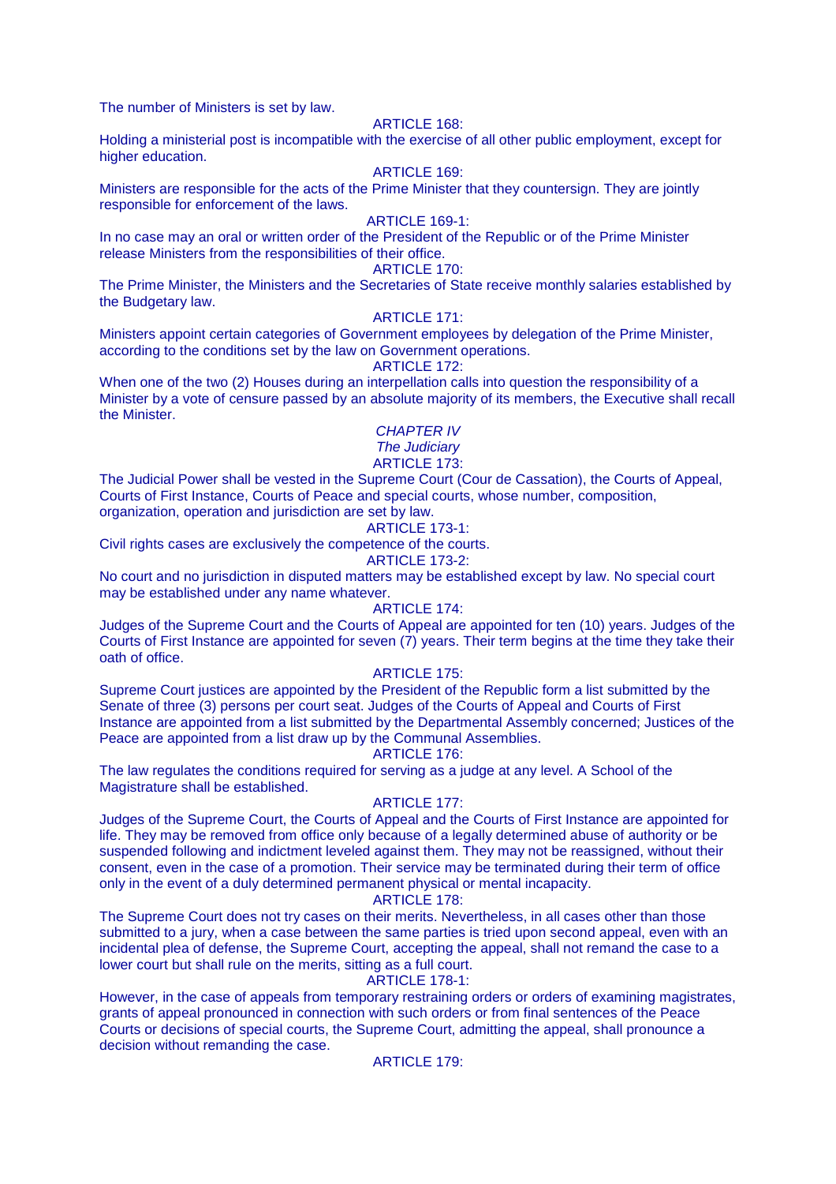The number of Ministers is set by law.

ARTICLE 168:

Holding a ministerial post is incompatible with the exercise of all other public employment, except for higher education.

ARTICLE 169:

Ministers are responsible for the acts of the Prime Minister that they countersign. They are jointly responsible for enforcement of the laws.

ARTICLE 169-1:

In no case may an oral or written order of the President of the Republic or of the Prime Minister release Ministers from the responsibilities of their office.

ARTICLE 170:

The Prime Minister, the Ministers and the Secretaries of State receive monthly salaries established by the Budgetary law.

ARTICLE 171:

Ministers appoint certain categories of Government employees by delegation of the Prime Minister, according to the conditions set by the law on Government operations.

ARTICLE 172:

When one of the two (2) Houses during an interpellation calls into question the responsibility of a Minister by a vote of censure passed by an absolute majority of its members, the Executive shall recall the Minister.

## *CHAPTER IV*
## *The Judiciary*

ARTICLE 173:

The Judicial Power shall be vested in the Supreme Court (Cour de Cassation), the Courts of Appeal, Courts of First Instance, Courts of Peace and special courts, whose number, composition, organization, operation and jurisdiction are set by law.

ARTICLE 173-1:

Civil rights cases are exclusively the competence of the courts.

ARTICLE 173-2:

No court and no jurisdiction in disputed matters may be established except by law. No special court may be established under any name whatever.

ARTICLE 174:

Judges of the Supreme Court and the Courts of Appeal are appointed for ten (10) years. Judges of the Courts of First Instance are appointed for seven (7) years. Their term begins at the time they take their oath of office.

ARTICLE 175:

Supreme Court justices are appointed by the President of the Republic form a list submitted by the Senate of three (3) persons per court seat. Judges of the Courts of Appeal and Courts of First Instance are appointed from a list submitted by the Departmental Assembly concerned; Justices of the Peace are appointed from a list draw up by the Communal Assemblies.

ARTICLE 176:

The law regulates the conditions required for serving as a judge at any level. A School of the Magistrature shall be established.

ARTICLE 177:

Judges of the Supreme Court, the Courts of Appeal and the Courts of First Instance are appointed for life. They may be removed from office only because of a legally determined abuse of authority or be suspended following and indictment leveled against them. They may not be reassigned, without their consent, even in the case of a promotion. Their service may be terminated during their term of office only in the event of a duly determined permanent physical or mental incapacity.

ARTICLE 178:

The Supreme Court does not try cases on their merits. Nevertheless, in all cases other than those submitted to a jury, when a case between the same parties is tried upon second appeal, even with an incidental plea of defense, the Supreme Court, accepting the appeal, shall not remand the case to a lower court but shall rule on the merits, sitting as a full court.

ARTICLE 178-1:

However, in the case of appeals from temporary restraining orders or orders of examining magistrates, grants of appeal pronounced in connection with such orders or from final sentences of the Peace Courts or decisions of special courts, the Supreme Court, admitting the appeal, shall pronounce a decision without remanding the case.

ARTICLE 179: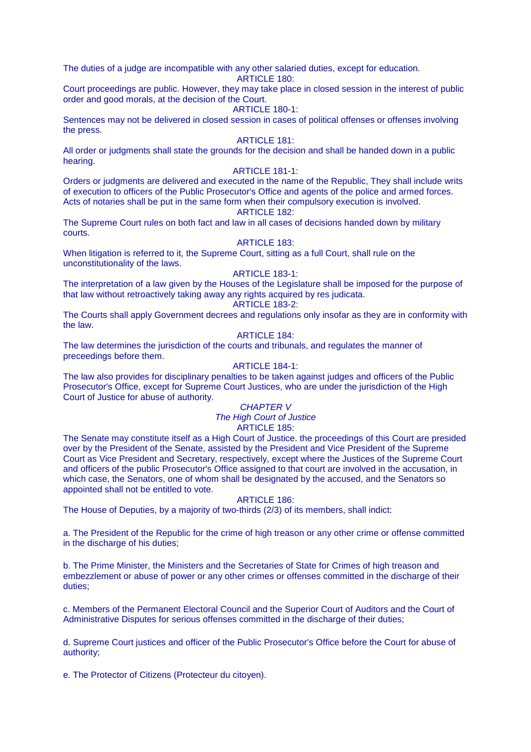The duties of a judge are incompatible with any other salaried duties, except for education.

ARTICLE 180:

Court proceedings are public. However, they may take place in closed session in the interest of public order and good morals, at the decision of the Court.

ARTICLE 180-1:

Sentences may not be delivered in closed session in cases of political offenses or offenses involving the press.

ARTICLE 181:

All order or judgments shall state the grounds for the decision and shall be handed down in a public hearing.

ARTICLE 181-1:

Orders or judgments are delivered and executed in the name of the Republic, They shall include writs of execution to officers of the Public Prosecutor's Office and agents of the police and armed forces. Acts of notaries shall be put in the same form when their compulsory execution is involved.

ARTICLE 182:

The Supreme Court rules on both fact and law in all cases of decisions handed down by military courts.

ARTICLE 183:

When litigation is referred to it, the Supreme Court, sitting as a full Court, shall rule on the unconstitutionality of the laws.

ARTICLE 183-1:

The interpretation of a law given by the Houses of the Legislature shall be imposed for the purpose of that law without retroactively taking away any rights acquired by res judicata.

ARTICLE 183-2:

The Courts shall apply Government decrees and regulations only insofar as they are in conformity with the law.

ARTICLE 184:

The law determines the jurisdiction of the courts and tribunals, and regulates the manner of preceedings before them.

ARTICLE 184-1:

The law also provides for disciplinary penalties to be taken against judges and officers of the Public Prosecutor's Office, except for Supreme Court Justices, who are under the jurisdiction of the High Court of Justice for abuse of authority.

*CHAPTER V*

*The High Court of Justice*

ARTICLE 185:

The Senate may constitute itself as a High Court of Justice. the proceedings of this Court are presided over by the President of the Senate, assisted by the President and Vice President of the Supreme Court as Vice President and Secretary, respectively, except where the Justices of the Supreme Court and officers of the public Prosecutor's Office assigned to that court are involved in the accusation, in which case, the Senators, one of whom shall be designated by the accused, and the Senators so appointed shall not be entitled to vote.

ARTICLE 186:

The House of Deputies, by a majority of two-thirds (2/3) of its members, shall indict:

a. The President of the Republic for the crime of high treason or any other crime or offense committed in the discharge of his duties;

b. The Prime Minister, the Ministers and the Secretaries of State for Crimes of high treason and embezzlement or abuse of power or any other crimes or offenses committed in the discharge of their duties;

c. Members of the Permanent Electoral Council and the Superior Court of Auditors and the Court of Administrative Disputes for serious offenses committed in the discharge of their duties;

d. Supreme Court justices and officer of the Public Prosecutor's Office before the Court for abuse of authority;

e. The Protector of Citizens (Protecteur du citoyen).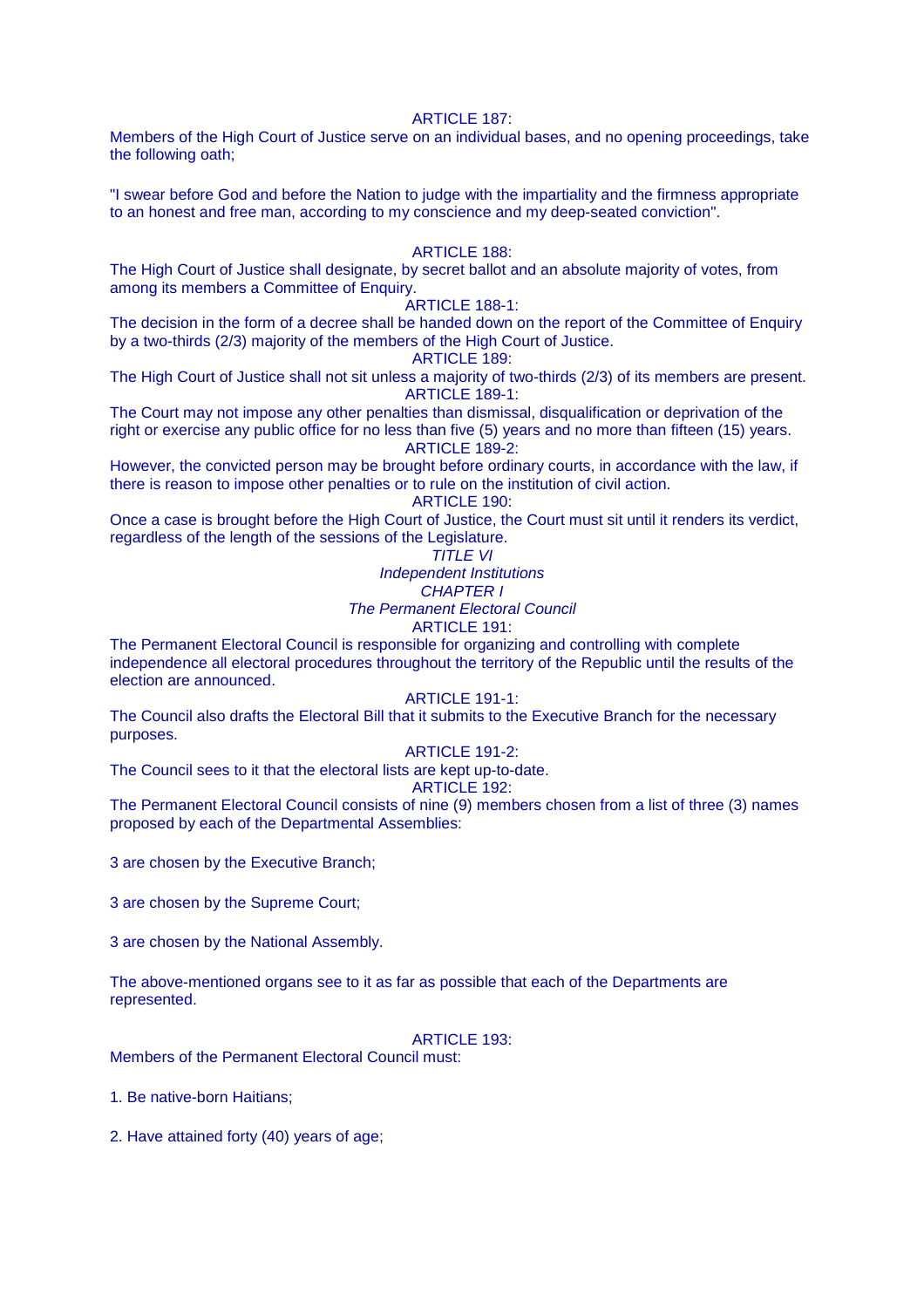ARTICLE 187:

Members of the High Court of Justice serve on an individual bases, and no opening proceedings, take the following oath;

"I swear before God and before the Nation to judge with the impartiality and the firmness appropriate to an honest and free man, according to my conscience and my deep-seated conviction".

ARTICLE 188:

The High Court of Justice shall designate, by secret ballot and an absolute majority of votes, from among its members a Committee of Enquiry.

ARTICLE 188-1:

The decision in the form of a decree shall be handed down on the report of the Committee of Enquiry by a two-thirds (2/3) majority of the members of the High Court of Justice.

ARTICLE 189:

The High Court of Justice shall not sit unless a majority of two-thirds (2/3) of its members are present.

ARTICLE 189-1:

The Court may not impose any other penalties than dismissal, disqualification or deprivation of the right or exercise any public office for no less than five (5) years and no more than fifteen (15) years.

ARTICLE 189-2:

However, the convicted person may be brought before ordinary courts, in accordance with the law, if there is reason to impose other penalties or to rule on the institution of civil action.

ARTICLE 190:

Once a case is brought before the High Court of Justice, the Court must sit until it renders its verdict, regardless of the length of the sessions of the Legislature.

## *TITLE VI*

## *Independent Institutions*

### *CHAPTER I*

### *The Permanent Electoral Council*

ARTICLE 191:

The Permanent Electoral Council is responsible for organizing and controlling with complete independence all electoral procedures throughout the territory of the Republic until the results of the election are announced.

ARTICLE 191-1:

The Council also drafts the Electoral Bill that it submits to the Executive Branch for the necessary purposes.

ARTICLE 191-2:

The Council sees to it that the electoral lists are kept up-to-date.

ARTICLE 192:

The Permanent Electoral Council consists of nine (9) members chosen from a list of three (3) names proposed by each of the Departmental Assemblies:

3 are chosen by the Executive Branch;

3 are chosen by the Supreme Court;

3 are chosen by the National Assembly.

The above-mentioned organs see to it as far as possible that each of the Departments are represented.

ARTICLE 193:

Members of the Permanent Electoral Council must:

1. Be native-born Haitians;

2. Have attained forty (40) years of age;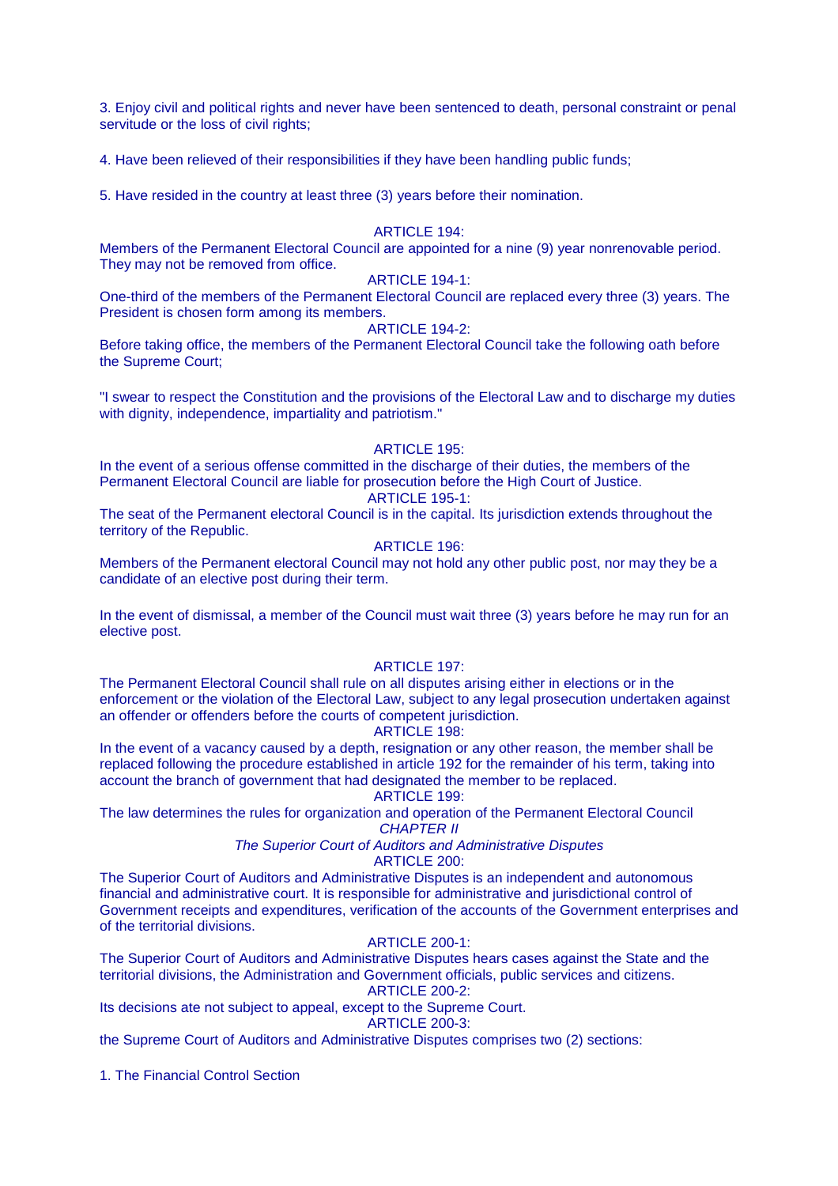3. Enjoy civil and political rights and never have been sentenced to death, personal constraint or penal servitude or the loss of civil rights;

4. Have been relieved of their responsibilities if they have been handling public funds;

5. Have resided in the country at least three (3) years before their nomination.

ARTICLE 194:

Members of the Permanent Electoral Council are appointed for a nine (9) year nonrenovable period. They may not be removed from office.

ARTICLE 194-1:

One-third of the members of the Permanent Electoral Council are replaced every three (3) years. The President is chosen form among its members.

ARTICLE 194-2:

Before taking office, the members of the Permanent Electoral Council take the following oath before the Supreme Court;

"I swear to respect the Constitution and the provisions of the Electoral Law and to discharge my duties with dignity, independence, impartiality and patriotism."

ARTICLE 195:

In the event of a serious offense committed in the discharge of their duties, the members of the Permanent Electoral Council are liable for prosecution before the High Court of Justice.

ARTICLE 195-1:

The seat of the Permanent electoral Council is in the capital. Its jurisdiction extends throughout the territory of the Republic.

ARTICLE 196:

Members of the Permanent electoral Council may not hold any other public post, nor may they be a candidate of an elective post during their term.

In the event of dismissal, a member of the Council must wait three (3) years before he may run for an elective post.

ARTICLE 197:

The Permanent Electoral Council shall rule on all disputes arising either in elections or in the enforcement or the violation of the Electoral Law, subject to any legal prosecution undertaken against an offender or offenders before the courts of competent jurisdiction.

ARTICLE 198:

In the event of a vacancy caused by a depth, resignation or any other reason, the member shall be replaced following the procedure established in article 192 for the remainder of his term, taking into account the branch of government that had designated the member to be replaced.

ARTICLE 199:

The law determines the rules for organization and operation of the Permanent Electoral Council

*CHAPTER II*

*The Superior Court of Auditors and Administrative Disputes*

ARTICLE 200:

The Superior Court of Auditors and Administrative Disputes is an independent and autonomous financial and administrative court. It is responsible for administrative and jurisdictional control of Government receipts and expenditures, verification of the accounts of the Government enterprises and of the territorial divisions.

ARTICLE 200-1:

The Superior Court of Auditors and Administrative Disputes hears cases against the State and the territorial divisions, the Administration and Government officials, public services and citizens.

ARTICLE 200-2:

Its decisions ate not subject to appeal, except to the Supreme Court.

ARTICLE 200-3:

the Supreme Court of Auditors and Administrative Disputes comprises two (2) sections:

1. The Financial Control Section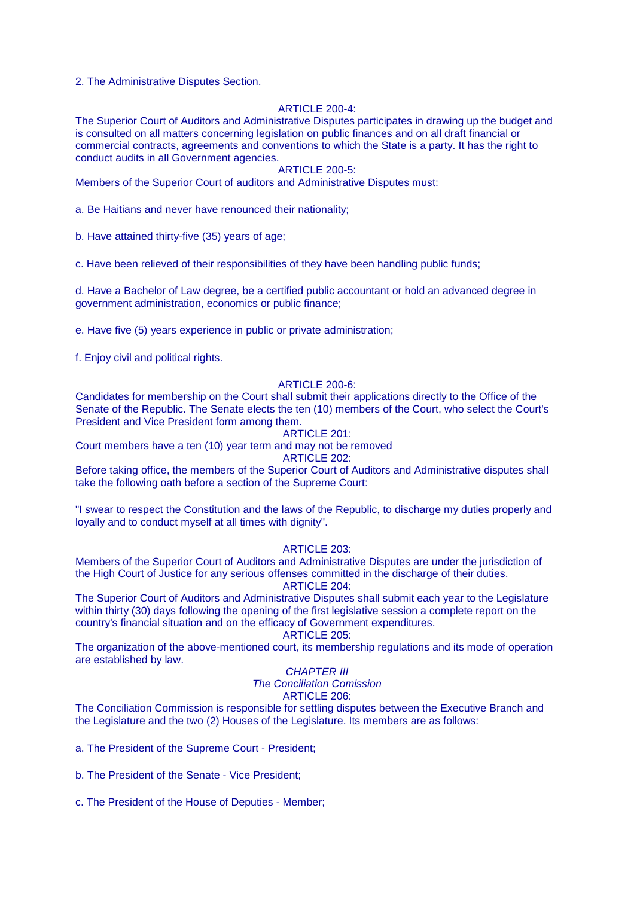2. The Administrative Disputes Section.

### ARTICLE 200-4:

The Superior Court of Auditors and Administrative Disputes participates in drawing up the budget and is consulted on all matters concerning legislation on public finances and on all draft financial or commercial contracts, agreements and conventions to which the State is a party. It has the right to conduct audits in all Government agencies.

### ARTICLE 200-5:

Members of the Superior Court of auditors and Administrative Disputes must:

a. Be Haitians and never have renounced their nationality;

b. Have attained thirty-five (35) years of age;

c. Have been relieved of their responsibilities of they have been handling public funds;

d. Have a Bachelor of Law degree, be a certified public accountant or hold an advanced degree in government administration, economics or public finance;

e. Have five (5) years experience in public or private administration;

f. Enjoy civil and political rights.

### ARTICLE 200-6:

Candidates for membership on the Court shall submit their applications directly to the Office of the Senate of the Republic. The Senate elects the ten (10) members of the Court, who select the Court's President and Vice President form among them.

### ARTICLE 201:

Court members have a ten (10) year term and may not be removed

### ARTICLE 202:

Before taking office, the members of the Superior Court of Auditors and Administrative disputes shall take the following oath before a section of the Supreme Court:

"I swear to respect the Constitution and the laws of the Republic, to discharge my duties properly and loyally and to conduct myself at all times with dignity".

### ARTICLE 203:

Members of the Superior Court of Auditors and Administrative Disputes are under the jurisdiction of the High Court of Justice for any serious offenses committed in the discharge of their duties.

### ARTICLE 204:

The Superior Court of Auditors and Administrative Disputes shall submit each year to the Legislature within thirty (30) days following the opening of the first legislative session a complete report on the country's financial situation and on the efficacy of Government expenditures.

### ARTICLE 205:

The organization of the above-mentioned court, its membership regulations and its mode of operation are established by law.

## *CHAPTER III*

## *The Conciliation Comission*

### ARTICLE 206:

The Conciliation Commission is responsible for settling disputes between the Executive Branch and the Legislature and the two (2) Houses of the Legislature. Its members are as follows:

a. The President of the Supreme Court - President;

b. The President of the Senate - Vice President;

c. The President of the House of Deputies - Member;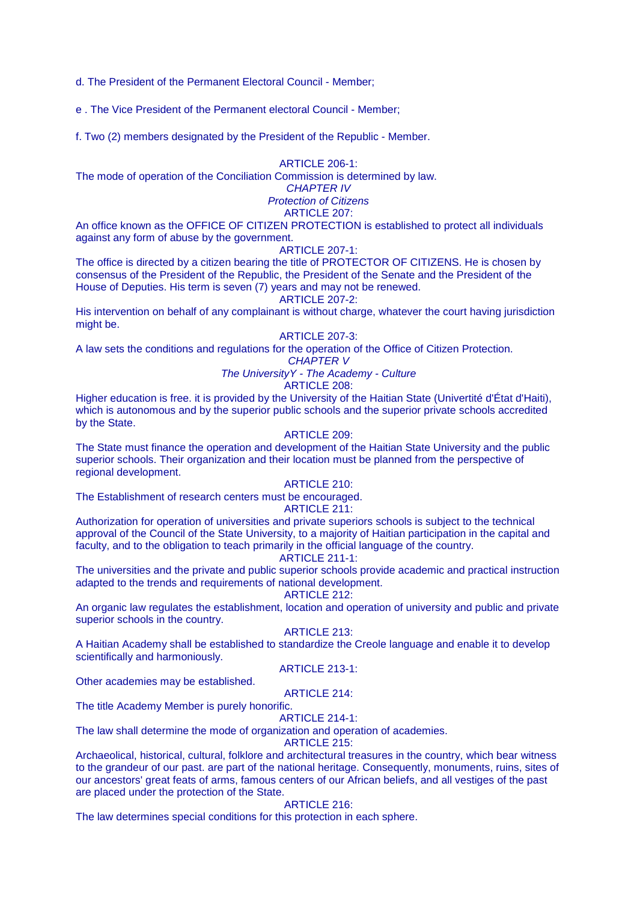d. The President of the Permanent Electoral Council - Member;

e . The Vice President of the Permanent electoral Council - Member;

f. Two (2) members designated by the President of the Republic - Member.

ARTICLE 206-1:

The mode of operation of the Conciliation Commission is determined by law.

*CHAPTER IV*

*Protection of Citizens*

ARTICLE 207:

An office known as the OFFICE OF CITIZEN PROTECTION is established to protect all individuals against any form of abuse by the government.

ARTICLE 207-1:

The office is directed by a citizen bearing the title of PROTECTOR OF CITIZENS. He is chosen by consensus of the President of the Republic, the President of the Senate and the President of the House of Deputies. His term is seven (7) years and may not be renewed.

ARTICLE 207-2:

His intervention on behalf of any complainant is without charge, whatever the court having jurisdiction might be.

ARTICLE 207-3:

A law sets the conditions and regulations for the operation of the Office of Citizen Protection.

*CHAPTER V*

*The UniversityY - The Academy - Culture*

ARTICLE 208:

Higher education is free. it is provided by the University of the Haitian State (Univertité d'État d'Haiti), which is autonomous and by the superior public schools and the superior private schools accredited by the State.

ARTICLE 209:

The State must finance the operation and development of the Haitian State University and the public superior schools. Their organization and their location must be planned from the perspective of regional development.

ARTICLE 210:

The Establishment of research centers must be encouraged.

ARTICLE 211:

Authorization for operation of universities and private superiors schools is subject to the technical approval of the Council of the State University, to a majority of Haitian participation in the capital and faculty, and to the obligation to teach primarily in the official language of the country.

ARTICLE 211-1:

The universities and the private and public superior schools provide academic and practical instruction adapted to the trends and requirements of national development.

ARTICLE 212:

An organic law regulates the establishment, location and operation of university and public and private superior schools in the country.

ARTICLE 213:

A Haitian Academy shall be established to standardize the Creole language and enable it to develop scientifically and harmoniously.

ARTICLE 213-1:

Other academies may be established.

ARTICLE 214:

The title Academy Member is purely honorific.

ARTICLE 214-1:

The law shall determine the mode of organization and operation of academies.

ARTICLE 215:

Archaeolical, historical, cultural, folklore and architectural treasures in the country, which bear witness to the grandeur of our past. are part of the national heritage. Consequently, monuments, ruins, sites of our ancestors' great feats of arms, famous centers of our African beliefs, and all vestiges of the past are placed under the protection of the State.

ARTICLE 216:

The law determines special conditions for this protection in each sphere.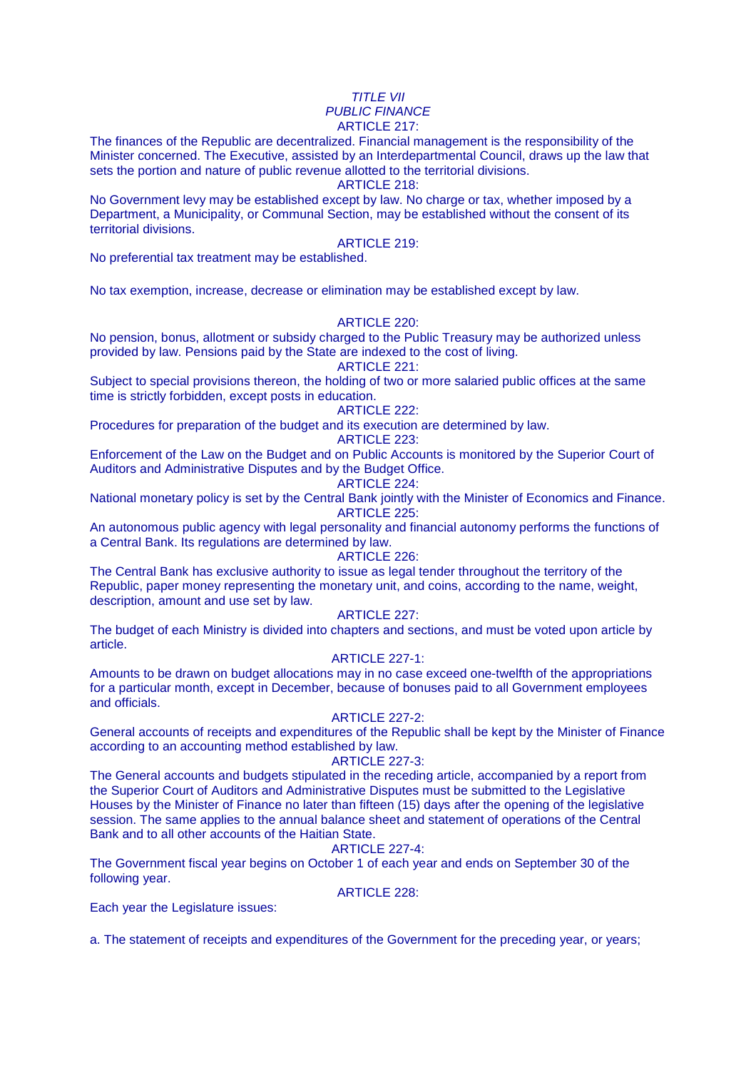## *TITLE VII*
## *PUBLIC FINANCE*

### ARTICLE 217:

The finances of the Republic are decentralized. Financial management is the responsibility of the Minister concerned. The Executive, assisted by an Interdepartmental Council, draws up the law that sets the portion and nature of public revenue allotted to the territorial divisions.

### ARTICLE 218:

No Government levy may be established except by law. No charge or tax, whether imposed by a Department, a Municipality, or Communal Section, may be established without the consent of its territorial divisions.

### ARTICLE 219:

No preferential tax treatment may be established.

No tax exemption, increase, decrease or elimination may be established except by law.

### ARTICLE 220:

No pension, bonus, allotment or subsidy charged to the Public Treasury may be authorized unless provided by law. Pensions paid by the State are indexed to the cost of living.

### ARTICLE 221:

Subject to special provisions thereon, the holding of two or more salaried public offices at the same time is strictly forbidden, except posts in education.

### ARTICLE 222:

Procedures for preparation of the budget and its execution are determined by law.

### ARTICLE 223:

Enforcement of the Law on the Budget and on Public Accounts is monitored by the Superior Court of Auditors and Administrative Disputes and by the Budget Office.

### ARTICLE 224:

National monetary policy is set by the Central Bank jointly with the Minister of Economics and Finance.

### ARTICLE 225:

An autonomous public agency with legal personality and financial autonomy performs the functions of a Central Bank. Its regulations are determined by law.

### ARTICLE 226:

The Central Bank has exclusive authority to issue as legal tender throughout the territory of the Republic, paper money representing the monetary unit, and coins, according to the name, weight, description, amount and use set by law.

### ARTICLE 227:

The budget of each Ministry is divided into chapters and sections, and must be voted upon article by article.

### ARTICLE 227-1:

Amounts to be drawn on budget allocations may in no case exceed one-twelfth of the appropriations for a particular month, except in December, because of bonuses paid to all Government employees and officials.

### ARTICLE 227-2:

General accounts of receipts and expenditures of the Republic shall be kept by the Minister of Finance according to an accounting method established by law.

### ARTICLE 227-3:

The General accounts and budgets stipulated in the receding article, accompanied by a report from the Superior Court of Auditors and Administrative Disputes must be submitted to the Legislative Houses by the Minister of Finance no later than fifteen (15) days after the opening of the legislative session. The same applies to the annual balance sheet and statement of operations of the Central Bank and to all other accounts of the Haitian State.

### ARTICLE 227-4:

The Government fiscal year begins on October 1 of each year and ends on September 30 of the following year.

### ARTICLE 228:

Each year the Legislature issues:

a. The statement of receipts and expenditures of the Government for the preceding year, or years;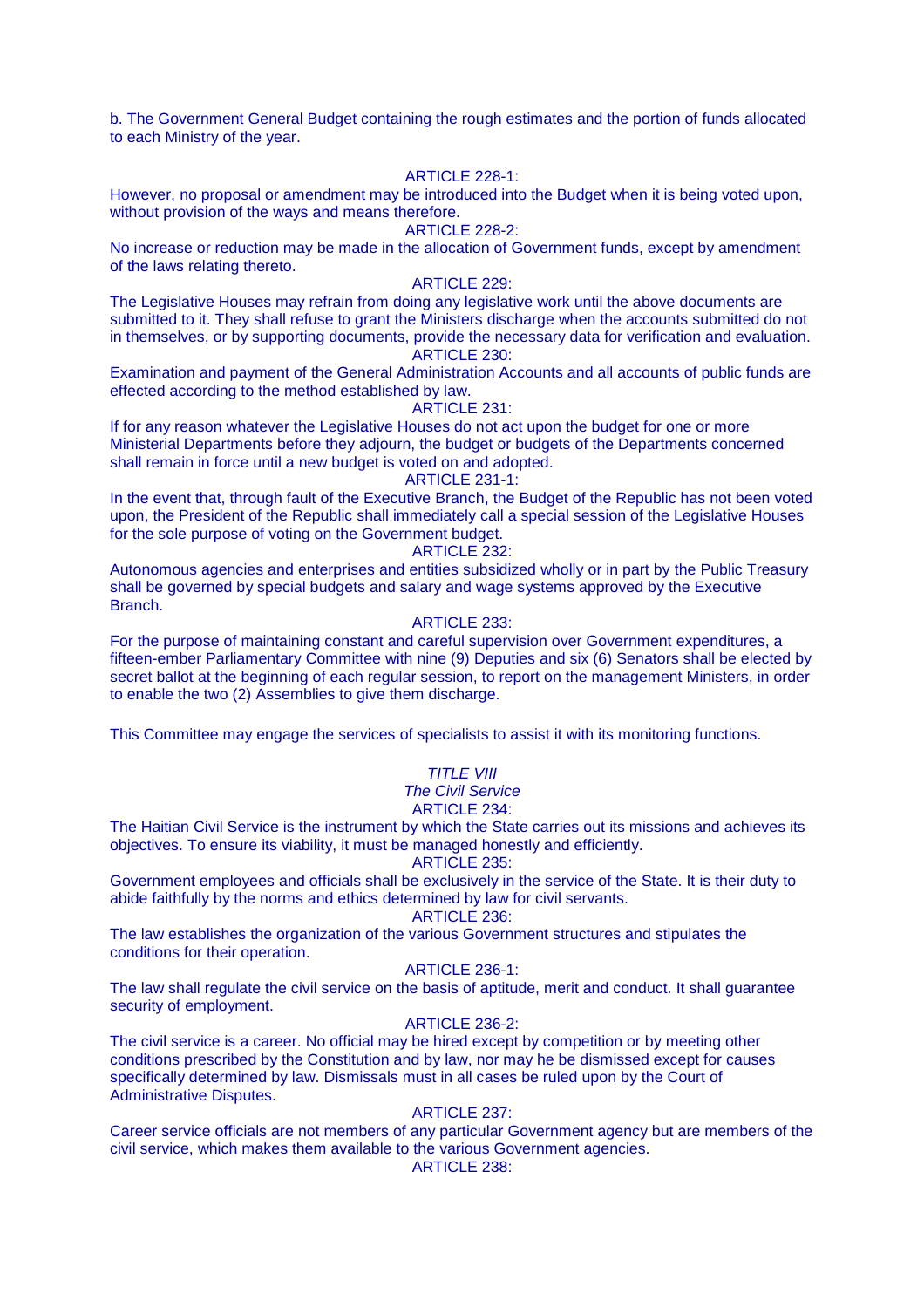b. The Government General Budget containing the rough estimates and the portion of funds allocated to each Ministry of the year.

ARTICLE 228-1:

However, no proposal or amendment may be introduced into the Budget when it is being voted upon, without provision of the ways and means therefore.

ARTICLE 228-2:

No increase or reduction may be made in the allocation of Government funds, except by amendment of the laws relating thereto.

ARTICLE 229:

The Legislative Houses may refrain from doing any legislative work until the above documents are submitted to it. They shall refuse to grant the Ministers discharge when the accounts submitted do not in themselves, or by supporting documents, provide the necessary data for verification and evaluation.

ARTICLE 230:

Examination and payment of the General Administration Accounts and all accounts of public funds are effected according to the method established by law.

ARTICLE 231:

If for any reason whatever the Legislative Houses do not act upon the budget for one or more Ministerial Departments before they adjourn, the budget or budgets of the Departments concerned shall remain in force until a new budget is voted on and adopted.

ARTICLE 231-1:

In the event that, through fault of the Executive Branch, the Budget of the Republic has not been voted upon, the President of the Republic shall immediately call a special session of the Legislative Houses for the sole purpose of voting on the Government budget.

ARTICLE 232:

Autonomous agencies and enterprises and entities subsidized wholly or in part by the Public Treasury shall be governed by special budgets and salary and wage systems approved by the Executive Branch.

ARTICLE 233:

For the purpose of maintaining constant and careful supervision over Government expenditures, a fifteen-ember Parliamentary Committee with nine (9) Deputies and six (6) Senators shall be elected by secret ballot at the beginning of each regular session, to report on the management Ministers, in order to enable the two (2) Assemblies to give them discharge.

This Committee may engage the services of specialists to assist it with its monitoring functions.

## *TITLE VIII*

### *The Civil Service*

ARTICLE 234:

The Haitian Civil Service is the instrument by which the State carries out its missions and achieves its objectives. To ensure its viability, it must be managed honestly and efficiently.

ARTICLE 235:

Government employees and officials shall be exclusively in the service of the State. It is their duty to abide faithfully by the norms and ethics determined by law for civil servants.

ARTICLE 236:

The law establishes the organization of the various Government structures and stipulates the conditions for their operation.

ARTICLE 236-1:

The law shall regulate the civil service on the basis of aptitude, merit and conduct. It shall guarantee security of employment.

ARTICLE 236-2:

The civil service is a career. No official may be hired except by competition or by meeting other conditions prescribed by the Constitution and by law, nor may he be dismissed except for causes specifically determined by law. Dismissals must in all cases be ruled upon by the Court of Administrative Disputes.

ARTICLE 237:

Career service officials are not members of any particular Government agency but are members of the civil service, which makes them available to the various Government agencies.

ARTICLE 238: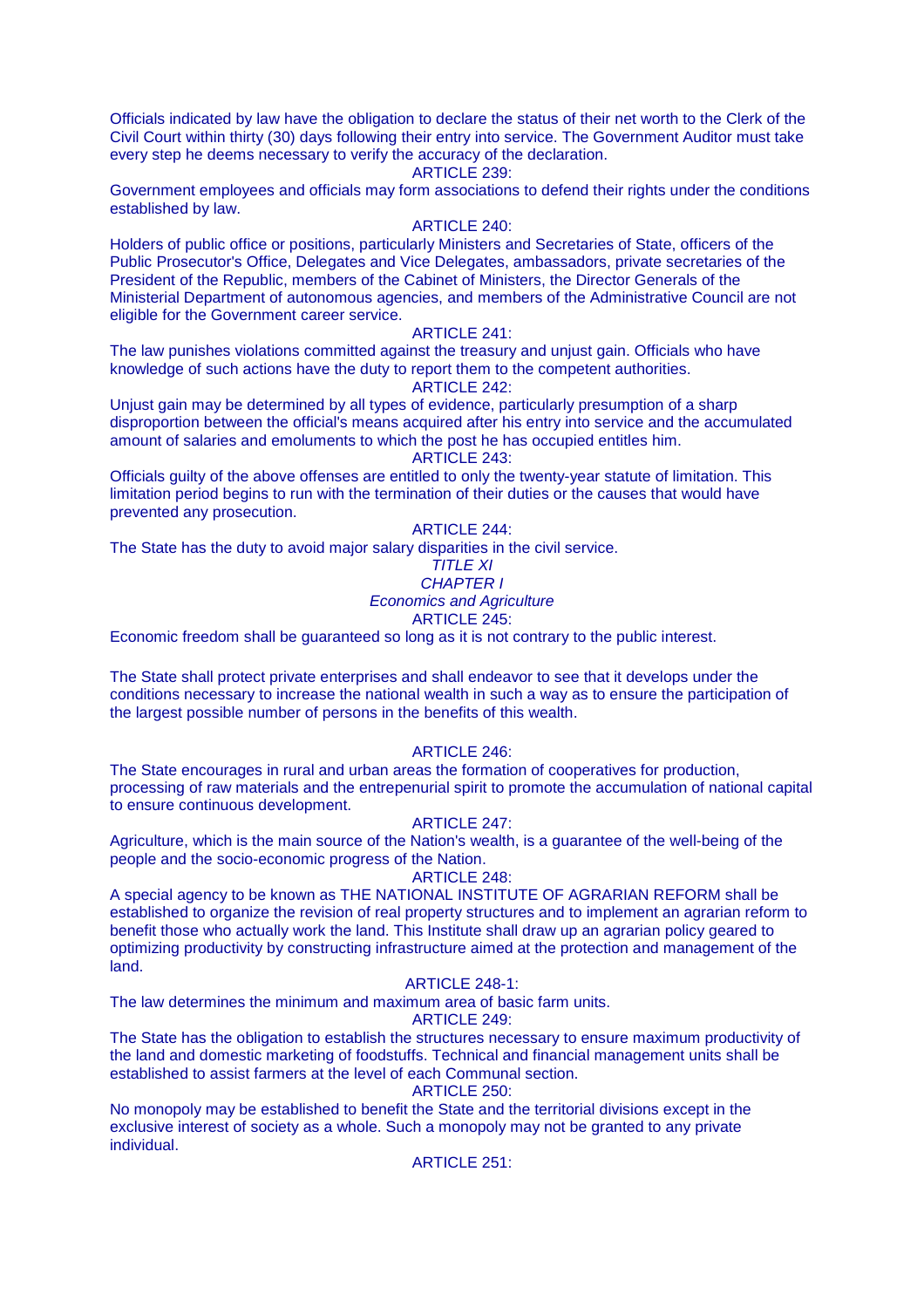Officials indicated by law have the obligation to declare the status of their net worth to the Clerk of the Civil Court within thirty (30) days following their entry into service. The Government Auditor must take every step he deems necessary to verify the accuracy of the declaration.

ARTICLE 239:

Government employees and officials may form associations to defend their rights under the conditions established by law.

ARTICLE 240:

Holders of public office or positions, particularly Ministers and Secretaries of State, officers of the Public Prosecutor's Office, Delegates and Vice Delegates, ambassadors, private secretaries of the President of the Republic, members of the Cabinet of Ministers, the Director Generals of the Ministerial Department of autonomous agencies, and members of the Administrative Council are not eligible for the Government career service.

ARTICLE 241:

The law punishes violations committed against the treasury and unjust gain. Officials who have knowledge of such actions have the duty to report them to the competent authorities.

ARTICLE 242:

Unjust gain may be determined by all types of evidence, particularly presumption of a sharp disproportion between the official's means acquired after his entry into service and the accumulated amount of salaries and emoluments to which the post he has occupied entitles him.

ARTICLE 243:

Officials guilty of the above offenses are entitled to only the twenty-year statute of limitation. This limitation period begins to run with the termination of their duties or the causes that would have prevented any prosecution.

ARTICLE 244:

The State has the duty to avoid major salary disparities in the civil service.

*TITLE XI*

*CHAPTER I*

*Economics and Agriculture*

ARTICLE 245:

Economic freedom shall be guaranteed so long as it is not contrary to the public interest.

The State shall protect private enterprises and shall endeavor to see that it develops under the conditions necessary to increase the national wealth in such a way as to ensure the participation of the largest possible number of persons in the benefits of this wealth.

ARTICLE 246:

The State encourages in rural and urban areas the formation of cooperatives for production, processing of raw materials and the entrepenurial spirit to promote the accumulation of national capital to ensure continuous development.

ARTICLE 247:

Agriculture, which is the main source of the Nation's wealth, is a guarantee of the well-being of the people and the socio-economic progress of the Nation.

ARTICLE 248:

A special agency to be known as THE NATIONAL INSTITUTE OF AGRARIAN REFORM shall be established to organize the revision of real property structures and to implement an agrarian reform to benefit those who actually work the land. This Institute shall draw up an agrarian policy geared to optimizing productivity by constructing infrastructure aimed at the protection and management of the land.

ARTICLE 248-1:

The law determines the minimum and maximum area of basic farm units.

ARTICLE 249:

The State has the obligation to establish the structures necessary to ensure maximum productivity of the land and domestic marketing of foodstuffs. Technical and financial management units shall be established to assist farmers at the level of each Communal section.

ARTICLE 250:

No monopoly may be established to benefit the State and the territorial divisions except in the exclusive interest of society as a whole. Such a monopoly may not be granted to any private individual.

ARTICLE 251: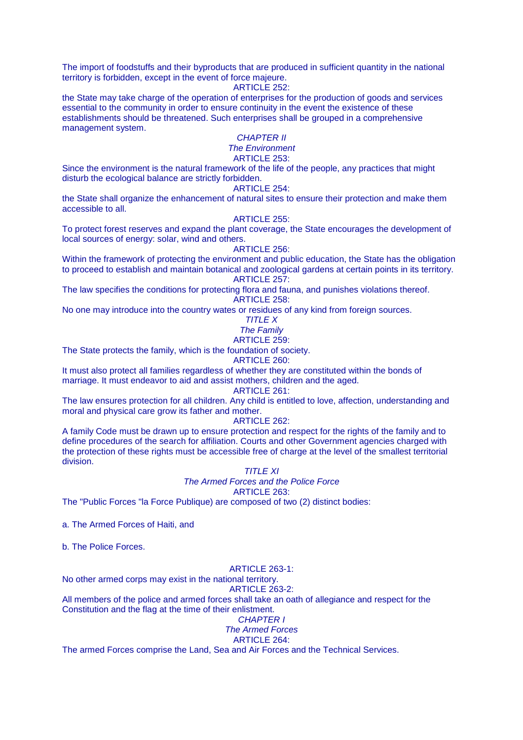The import of foodstuffs and their byproducts that are produced in sufficient quantity in the national territory is forbidden, except in the event of force majeure.

ARTICLE 252:

the State may take charge of the operation of enterprises for the production of goods and services essential to the community in order to ensure continuity in the event the existence of these establishments should be threatened. Such enterprises shall be grouped in a comprehensive management system.

### *CHAPTER II*
### *The Environment*

ARTICLE 253:

Since the environment is the natural framework of the life of the people, any practices that might disturb the ecological balance are strictly forbidden.

ARTICLE 254:

the State shall organize the enhancement of natural sites to ensure their protection and make them accessible to all.

ARTICLE 255:

To protect forest reserves and expand the plant coverage, the State encourages the development of local sources of energy: solar, wind and others.

ARTICLE 256:

Within the framework of protecting the environment and public education, the State has the obligation to proceed to establish and maintain botanical and zoological gardens at certain points in its territory.

ARTICLE 257:

The law specifies the conditions for protecting flora and fauna, and punishes violations thereof.

ARTICLE 258:

No one may introduce into the country wates or residues of any kind from foreign sources.

## *TITLE X*
## *The Family*

ARTICLE 259:

The State protects the family, which is the foundation of society.

ARTICLE 260:

It must also protect all families regardless of whether they are constituted within the bonds of marriage. It must endeavor to aid and assist mothers, children and the aged.

ARTICLE 261:

The law ensures protection for all children. Any child is entitled to love, affection, understanding and moral and physical care grow its father and mother.

ARTICLE 262:

A family Code must be drawn up to ensure protection and respect for the rights of the family and to define procedures of the search for affiliation. Courts and other Government agencies charged with the protection of these rights must be accessible free of charge at the level of the smallest territorial division.

## *TITLE XI*
## *The Armed Forces and the Police Force*

ARTICLE 263:

The "Public Forces "la Force Publique) are composed of two (2) distinct bodies:

a. The Armed Forces of Haiti, and

b. The Police Forces.

ARTICLE 263-1:

No other armed corps may exist in the national territory.

ARTICLE 263-2:

All members of the police and armed forces shall take an oath of allegiance and respect for the Constitution and the flag at the time of their enlistment.

### *CHAPTER I*
### *The Armed Forces*

ARTICLE 264:

The armed Forces comprise the Land, Sea and Air Forces and the Technical Services.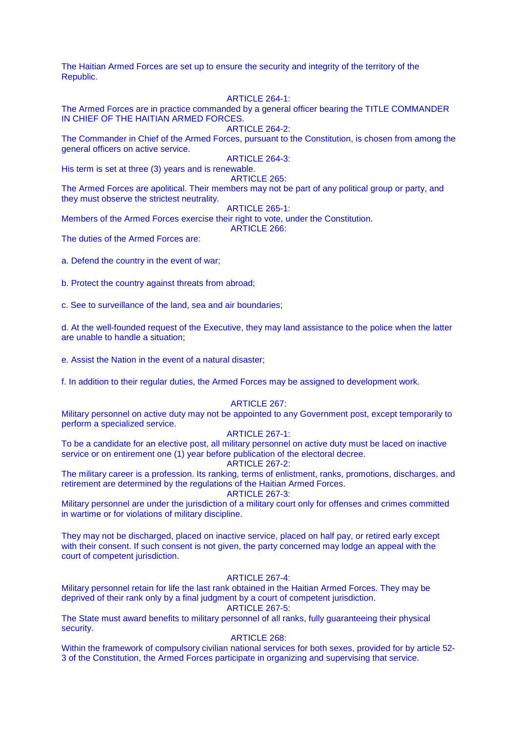The Haitian Armed Forces are set up to ensure the security and integrity of the territory of the Republic.

ARTICLE 264-1:

The Armed Forces are in practice commanded by a general officer bearing the TITLE COMMANDER IN CHIEF OF THE HAITIAN ARMED FORCES.

ARTICLE 264-2:

The Commander in Chief of the Armed Forces, pursuant to the Constitution, is chosen from among the general officers on active service.

ARTICLE 264-3:

His term is set at three (3) years and is renewable.

ARTICLE 265:

The Armed Forces are apolitical. Their members may not be part of any political group or party, and they must observe the strictest neutrality.

ARTICLE 265-1:

Members of the Armed Forces exercise their right to vote, under the Constitution.

ARTICLE 266:

The duties of the Armed Forces are:

a. Defend the country in the event of war;

b. Protect the country against threats from abroad;

c. See to surveillance of the land, sea and air boundaries;

d. At the well-founded request of the Executive, they may land assistance to the police when the latter are unable to handle a situation;

e. Assist the Nation in the event of a natural disaster;

f. In addition to their regular duties, the Armed Forces may be assigned to development work.

ARTICLE 267:

Military personnel on active duty may not be appointed to any Government post, except temporarily to perform a specialized service.

ARTICLE 267-1:

To be a candidate for an elective post, all military personnel on active duty must be laced on inactive service or on entirement one (1) year before publication of the electoral decree.

ARTICLE 267-2:

The military career is a profession. Its ranking, terms of enlistment, ranks, promotions, discharges, and retirement are determined by the regulations of the Haitian Armed Forces.

ARTICLE 267-3:

Military personnel are under the jurisdiction of a military court only for offenses and crimes committed in wartime or for violations of military discipline.

They may not be discharged, placed on inactive service, placed on half pay, or retired early except with their consent. If such consent is not given, the party concerned may lodge an appeal with the court of competent jurisdiction.

ARTICLE 267-4:

Military personnel retain for life the last rank obtained in the Haitian Armed Forces. They may be deprived of their rank only by a final judgment by a court of competent jurisdiction.

ARTICLE 267-5:

The State must award benefits to military personnel of all ranks, fully guaranteeing their physical security.

ARTICLE 268:

Within the framework of compulsory civilian national services for both sexes, provided for by article 52-3 of the Constitution, the Armed Forces participate in organizing and supervising that service.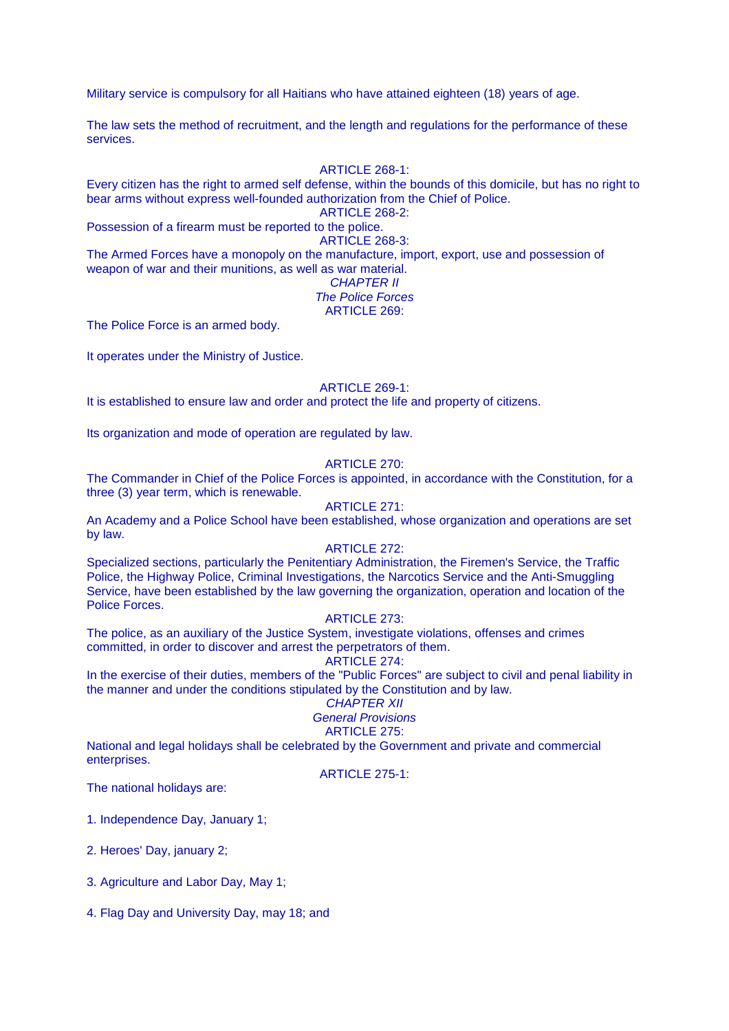Military service is compulsory for all Haitians who have attained eighteen (18) years of age.

The law sets the method of recruitment, and the length and regulations for the performance of these services.

### ARTICLE 268-1:

Every citizen has the right to armed self defense, within the bounds of this domicile, but has no right to bear arms without express well-founded authorization from the Chief of Police.

### ARTICLE 268-2:

Possession of a firearm must be reported to the police.

### ARTICLE 268-3:

The Armed Forces have a monopoly on the manufacture, import, export, use and possession of weapon of war and their munitions, as well as war material.

## *CHAPTER II*
## *The Police Forces*

### ARTICLE 269:

The Police Force is an armed body.

It operates under the Ministry of Justice.

### ARTICLE 269-1:

It is established to ensure law and order and protect the life and property of citizens.

Its organization and mode of operation are regulated by law.

### ARTICLE 270:

The Commander in Chief of the Police Forces is appointed, in accordance with the Constitution, for a three (3) year term, which is renewable.

### ARTICLE 271:

An Academy and a Police School have been established, whose organization and operations are set by law.

### ARTICLE 272:

Specialized sections, particularly the Penitentiary Administration, the Firemen's Service, the Traffic Police, the Highway Police, Criminal Investigations, the Narcotics Service and the Anti-Smuggling Service, have been established by the law governing the organization, operation and location of the Police Forces.

### ARTICLE 273:

The police, as an auxiliary of the Justice System, investigate violations, offenses and crimes committed, in order to discover and arrest the perpetrators of them.

### ARTICLE 274:

In the exercise of their duties, members of the "Public Forces" are subject to civil and penal liability in the manner and under the conditions stipulated by the Constitution and by law.

## *CHAPTER XII*
## *General Provisions*

### ARTICLE 275:

National and legal holidays shall be celebrated by the Government and private and commercial enterprises.

### ARTICLE 275-1:

The national holidays are:

1. Independence Day, January 1;

2. Heroes' Day, january 2;

3. Agriculture and Labor Day, May 1;

4. Flag Day and University Day, may 18; and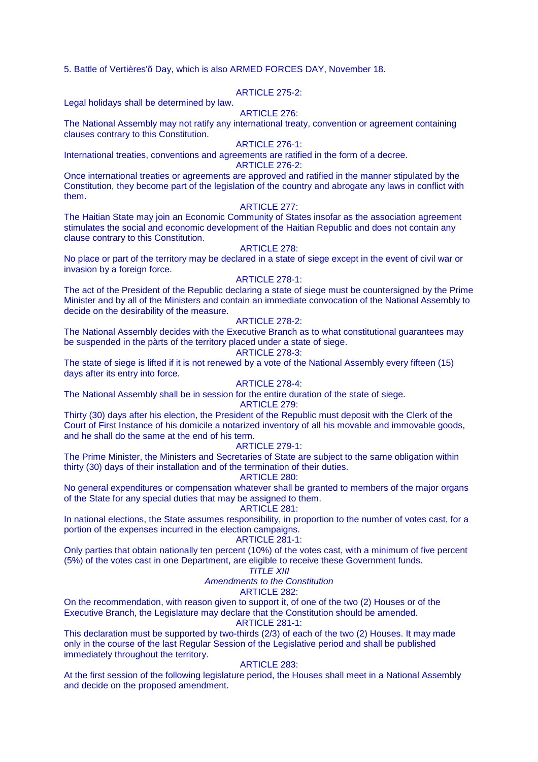5. Battle of Vertières'õ Day, which is also ARMED FORCES DAY, November 18.

ARTICLE 275-2:

Legal holidays shall be determined by law.

ARTICLE 276:

The National Assembly may not ratify any international treaty, convention or agreement containing clauses contrary to this Constitution.

ARTICLE 276-1:

International treaties, conventions and agreements are ratified in the form of a decree.

ARTICLE 276-2:

Once international treaties or agreements are approved and ratified in the manner stipulated by the Constitution, they become part of the legislation of the country and abrogate any laws in conflict with them.

ARTICLE 277:

The Haitian State may join an Economic Community of States insofar as the association agreement stimulates the social and economic development of the Haitian Republic and does not contain any clause contrary to this Constitution.

ARTICLE 278:

No place or part of the territory may be declared in a state of siege except in the event of civil war or invasion by a foreign force.

ARTICLE 278-1:

The act of the President of the Republic declaring a state of siege must be countersigned by the Prime Minister and by all of the Ministers and contain an immediate convocation of the National Assembly to decide on the desirability of the measure.

ARTICLE 278-2:

The National Assembly decides with the Executive Branch as to what constitutional guarantees may be suspended in the pàrts of the territory placed under a state of siege.

ARTICLE 278-3:

The state of siege is lifted if it is not renewed by a vote of the National Assembly every fifteen (15) days after its entry into force.

ARTICLE 278-4:

The National Assembly shall be in session for the entire duration of the state of siege.

ARTICLE 279:

Thirty (30) days after his election, the President of the Republic must deposit with the Clerk of the Court of First Instance of his domicile a notarized inventory of all his movable and immovable goods, and he shall do the same at the end of his term.

ARTICLE 279-1:

The Prime Minister, the Ministers and Secretaries of State are subject to the same obligation within thirty (30) days of their installation and of the termination of their duties.

ARTICLE 280:

No general expenditures or compensation whatever shall be granted to members of the major organs of the State for any special duties that may be assigned to them.

ARTICLE 281:

In national elections, the State assumes responsibility, in proportion to the number of votes cast, for a portion of the expenses incurred in the election campaigns.

ARTICLE 281-1:

Only parties that obtain nationally ten percent (10%) of the votes cast, with a minimum of five percent (5%) of the votes cast in one Department, are eligible to receive these Government funds.

## *TITLE XIII*

### *Amendments to the Constitution*

ARTICLE 282:

On the recommendation, with reason given to support it, of one of the two (2) Houses or of the Executive Branch, the Legislature may declare that the Constitution should be amended.

ARTICLE 281-1:

This declaration must be supported by two-thirds (2/3) of each of the two (2) Houses. It may made only in the course of the last Regular Session of the Legislative period and shall be published immediately throughout the territory.

ARTICLE 283:

At the first session of the following legislature period, the Houses shall meet in a National Assembly and decide on the proposed amendment.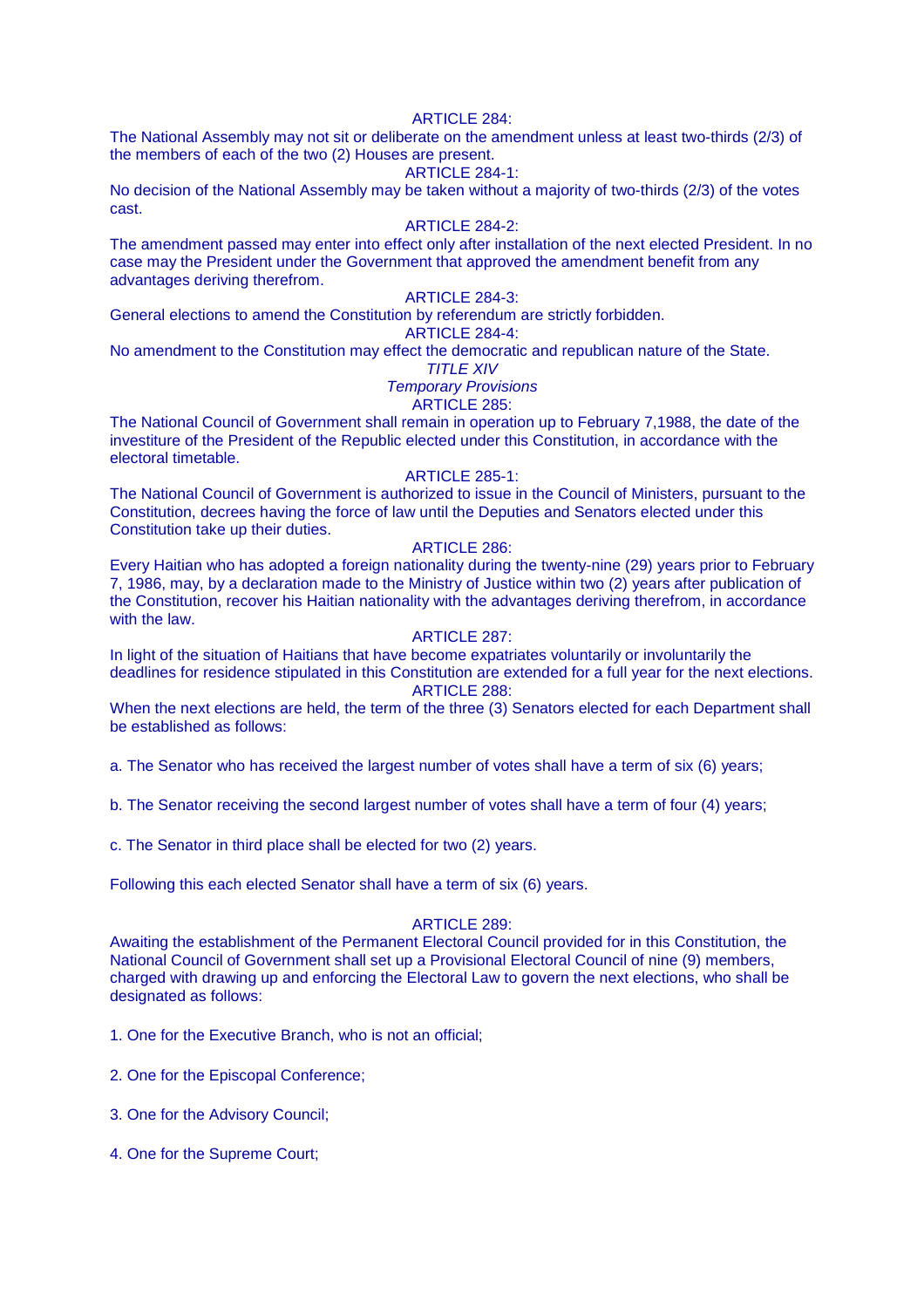ARTICLE 284:

The National Assembly may not sit or deliberate on the amendment unless at least two-thirds (2/3) of the members of each of the two (2) Houses are present.

ARTICLE 284-1:

No decision of the National Assembly may be taken without a majority of two-thirds (2/3) of the votes cast.

ARTICLE 284-2:

The amendment passed may enter into effect only after installation of the next elected President. In no case may the President under the Government that approved the amendment benefit from any advantages deriving therefrom.

ARTICLE 284-3:

General elections to amend the Constitution by referendum are strictly forbidden.

ARTICLE 284-4:

No amendment to the Constitution may effect the democratic and republican nature of the State.

*TITLE XIV*

*Temporary Provisions*

ARTICLE 285:

The National Council of Government shall remain in operation up to February 7,1988, the date of the investiture of the President of the Republic elected under this Constitution, in accordance with the electoral timetable.

ARTICLE 285-1:

The National Council of Government is authorized to issue in the Council of Ministers, pursuant to the Constitution, decrees having the force of law until the Deputies and Senators elected under this Constitution take up their duties.

ARTICLE 286:

Every Haitian who has adopted a foreign nationality during the twenty-nine (29) years prior to February 7, 1986, may, by a declaration made to the Ministry of Justice within two (2) years after publication of the Constitution, recover his Haitian nationality with the advantages deriving therefrom, in accordance with the law.

ARTICLE 287:

In light of the situation of Haitians that have become expatriates voluntarily or involuntarily the deadlines for residence stipulated in this Constitution are extended for a full year for the next elections.

ARTICLE 288:

When the next elections are held, the term of the three (3) Senators elected for each Department shall be established as follows:

a. The Senator who has received the largest number of votes shall have a term of six (6) years;

b. The Senator receiving the second largest number of votes shall have a term of four (4) years;

c. The Senator in third place shall be elected for two (2) years.

Following this each elected Senator shall have a term of six (6) years.

ARTICLE 289:

Awaiting the establishment of the Permanent Electoral Council provided for in this Constitution, the National Council of Government shall set up a Provisional Electoral Council of nine (9) members, charged with drawing up and enforcing the Electoral Law to govern the next elections, who shall be designated as follows:

1. One for the Executive Branch, who is not an official;

2. One for the Episcopal Conference;

3. One for the Advisory Council;

4. One for the Supreme Court;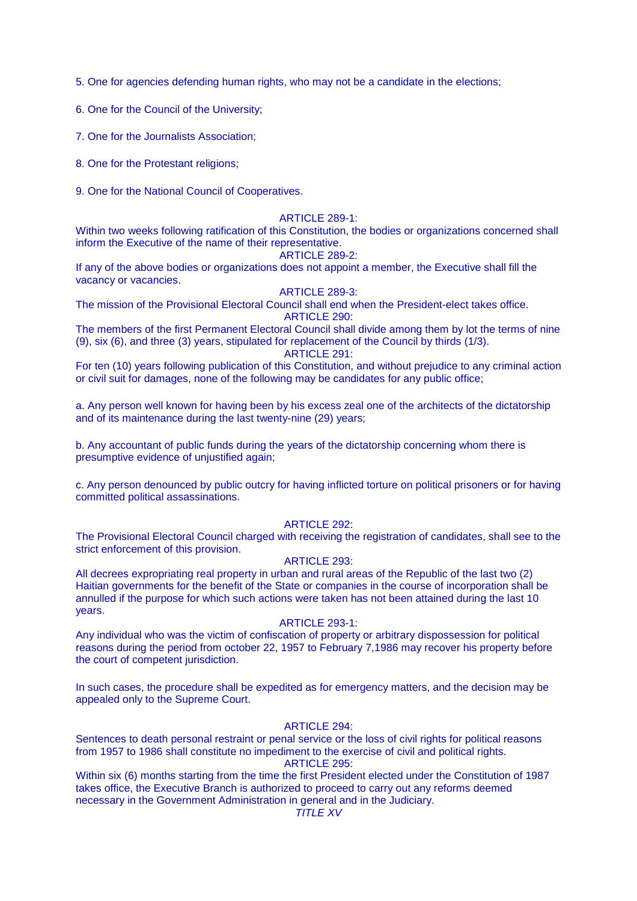5. One for agencies defending human rights, who may not be a candidate in the elections;

6. One for the Council of the University;

7. One for the Journalists Association;

8. One for the Protestant religions;

9. One for the National Council of Cooperatives.

ARTICLE 289-1:

Within two weeks following ratification of this Constitution, the bodies or organizations concerned shall inform the Executive of the name of their representative.

ARTICLE 289-2:

If any of the above bodies or organizations does not appoint a member, the Executive shall fill the vacancy or vacancies.

ARTICLE 289-3:

The mission of the Provisional Electoral Council shall end when the President-elect takes office.

ARTICLE 290:

The members of the first Permanent Electoral Council shall divide among them by lot the terms of nine (9), six (6), and three (3) years, stipulated for replacement of the Council by thirds (1/3).

ARTICLE 291:

For ten (10) years following publication of this Constitution, and without prejudice to any criminal action or civil suit for damages, none of the following may be candidates for any public office;

a. Any person well known for having been by his excess zeal one of the architects of the dictatorship and of its maintenance during the last twenty-nine (29) years;

b. Any accountant of public funds during the years of the dictatorship concerning whom there is presumptive evidence of unjustified again;

c. Any person denounced by public outcry for having inflicted torture on political prisoners or for having committed political assassinations.

ARTICLE 292:

The Provisional Electoral Council charged with receiving the registration of candidates, shall see to the strict enforcement of this provision.

ARTICLE 293:

All decrees expropriating real property in urban and rural areas of the Republic of the last two (2) Haitian governments for the benefit of the State or companies in the course of incorporation shall be annulled if the purpose for which such actions were taken has not been attained during the last 10 years.

ARTICLE 293-1:

Any individual who was the victim of confiscation of property or arbitrary dispossession for political reasons during the period from october 22, 1957 to February 7,1986 may recover his property before the court of competent jurisdiction.

In such cases, the procedure shall be expedited as for emergency matters, and the decision may be appealed only to the Supreme Court.

ARTICLE 294:

Sentences to death personal restraint or penal service or the loss of civil rights for political reasons from 1957 to 1986 shall constitute no impediment to the exercise of civil and political rights.

ARTICLE 295:

Within six (6) months starting from the time the first President elected under the Constitution of 1987 takes office, the Executive Branch is authorized to proceed to carry out any reforms deemed necessary in the Government Administration in general and in the Judiciary.

*TITLE XV*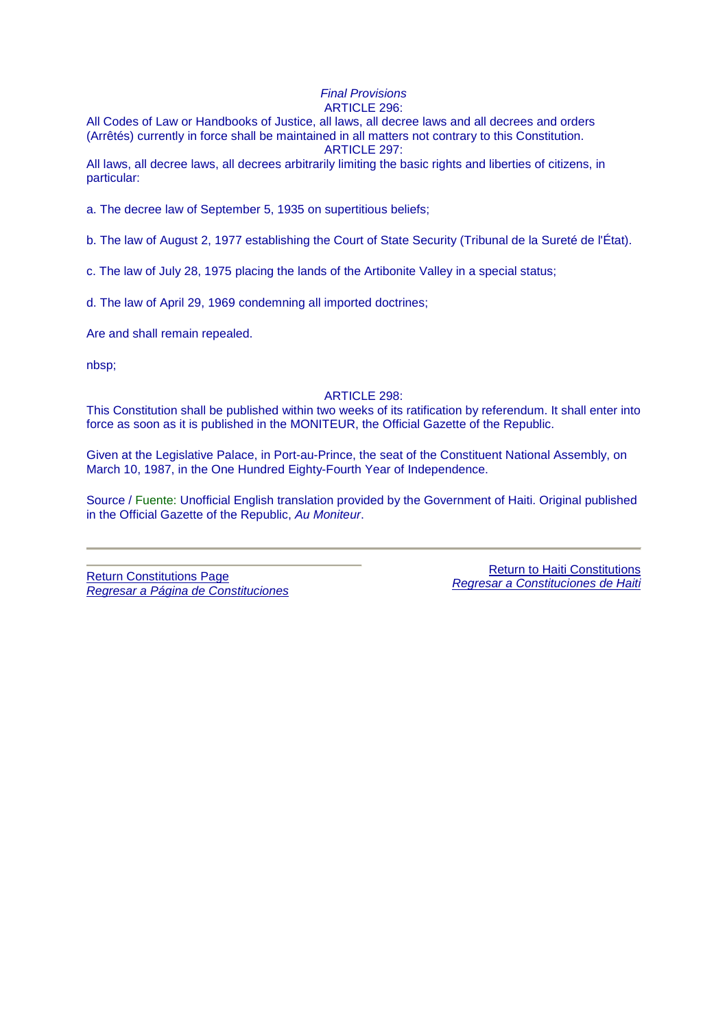*Final Provisions*

ARTICLE 296:

All Codes of Law or Handbooks of Justice, all laws, all decree laws and all decrees and orders (Arrêtés) currently in force shall be maintained in all matters not contrary to this Constitution.

ARTICLE 297:

All laws, all decree laws, all decrees arbitrarily limiting the basic rights and liberties of citizens, in particular:

a. The decree law of September 5, 1935 on supertitious beliefs;

b. The law of August 2, 1977 establishing the Court of State Security (Tribunal de la Sureté de l'État).

c. The law of July 28, 1975 placing the lands of the Artibonite Valley in a special status;

d. The law of April 29, 1969 condemning all imported doctrines;

Are and shall remain repealed.

nbsp;

ARTICLE 298:

This Constitution shall be published within two weeks of its ratification by referendum. It shall enter into force as soon as it is published in the MONITEUR, the Official Gazette of the Republic.

Given at the Legislative Palace, in Port-au-Prince, the seat of the Constituent National Assembly, on March 10, 1987, in the One Hundred Eighty-Fourth Year of Independence.

Source / Fuente: Unofficial English translation provided by the Government of Haiti. Original published in the Official Gazette of the Republic, *Au Moniteur*.

---

Return Constitutions Page
*Regresar a Página de Constituciones*

Return to Haiti Constitutions
*Regresar a Constituciones de Haiti*